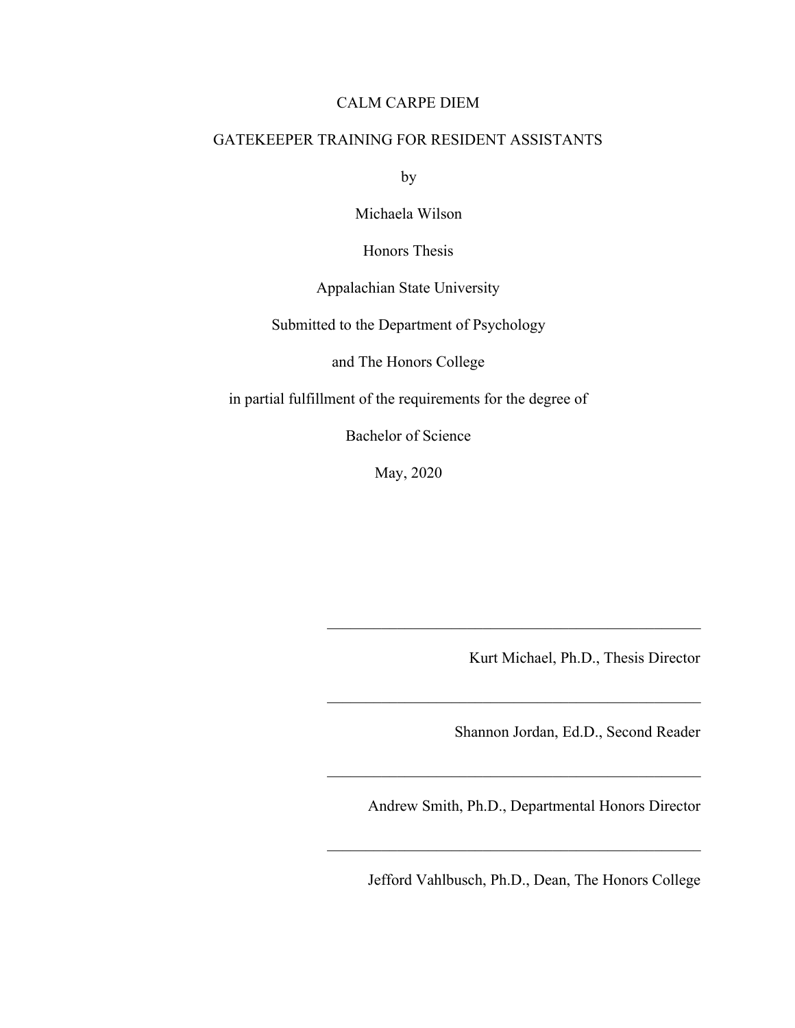# CALM CARPE DIEM

## GATEKEEPER TRAINING FOR RESIDENT ASSISTANTS

by

Michaela Wilson

Honors Thesis

Appalachian State University

Submitted to the Department of Psychology

and The Honors College

in partial fulfillment of the requirements for the degree of

Bachelor of Science

May, 2020

---

Kurt Michael, Ph.D., Thesis Director

---

Shannon Jordan, Ed.D., Second Reader

---

Andrew Smith, Ph.D., Departmental Honors Director

---

Jefford Vahlbusch, Ph.D., Dean, The Honors College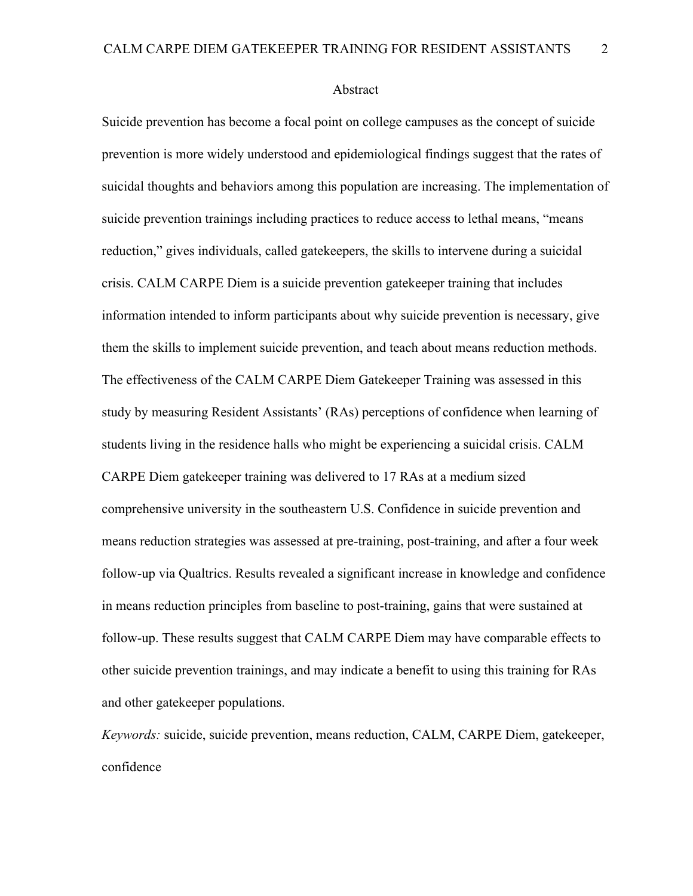# Abstract

Suicide prevention has become a focal point on college campuses as the concept of suicide prevention is more widely understood and epidemiological findings suggest that the rates of suicidal thoughts and behaviors among this population are increasing. The implementation of suicide prevention trainings including practices to reduce access to lethal means, "means reduction," gives individuals, called gatekeepers, the skills to intervene during a suicidal crisis. CALM CARPE Diem is a suicide prevention gatekeeper training that includes information intended to inform participants about why suicide prevention is necessary, give them the skills to implement suicide prevention, and teach about means reduction methods. The effectiveness of the CALM CARPE Diem Gatekeeper Training was assessed in this study by measuring Resident Assistants' (RAs) perceptions of confidence when learning of students living in the residence halls who might be experiencing a suicidal crisis. CALM CARPE Diem gatekeeper training was delivered to 17 RAs at a medium sized comprehensive university in the southeastern U.S. Confidence in suicide prevention and means reduction strategies was assessed at pre-training, post-training, and after a four week follow-up via Qualtrics. Results revealed a significant increase in knowledge and confidence in means reduction principles from baseline to post-training, gains that were sustained at follow-up. These results suggest that CALM CARPE Diem may have comparable effects to other suicide prevention trainings, and may indicate a benefit to using this training for RAs and other gatekeeper populations.

*Keywords:* suicide, suicide prevention, means reduction, CALM, CARPE Diem, gatekeeper, confidence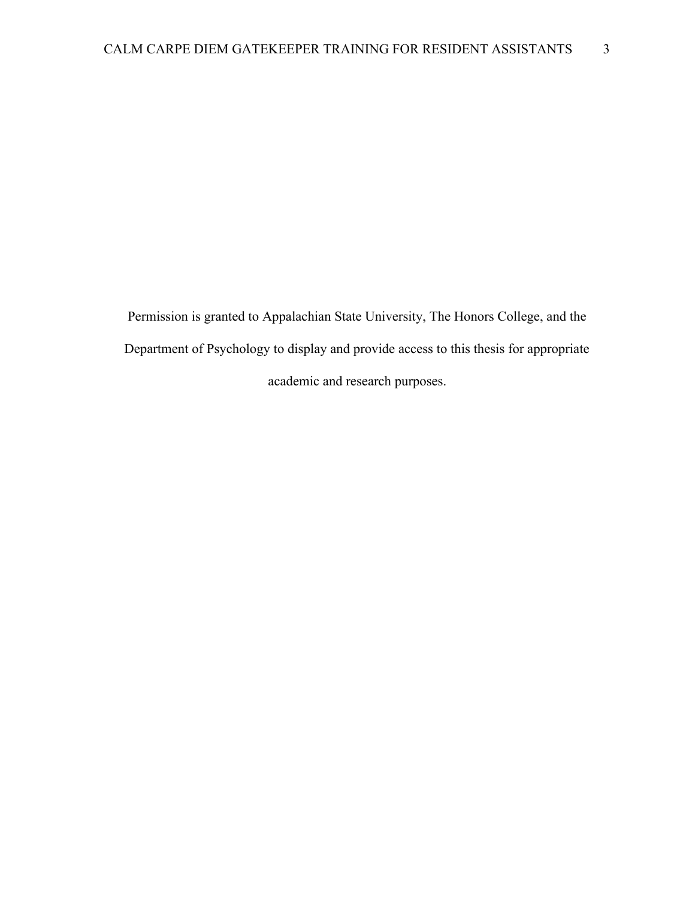Permission is granted to Appalachian State University, The Honors College, and the Department of Psychology to display and provide access to this thesis for appropriate academic and research purposes.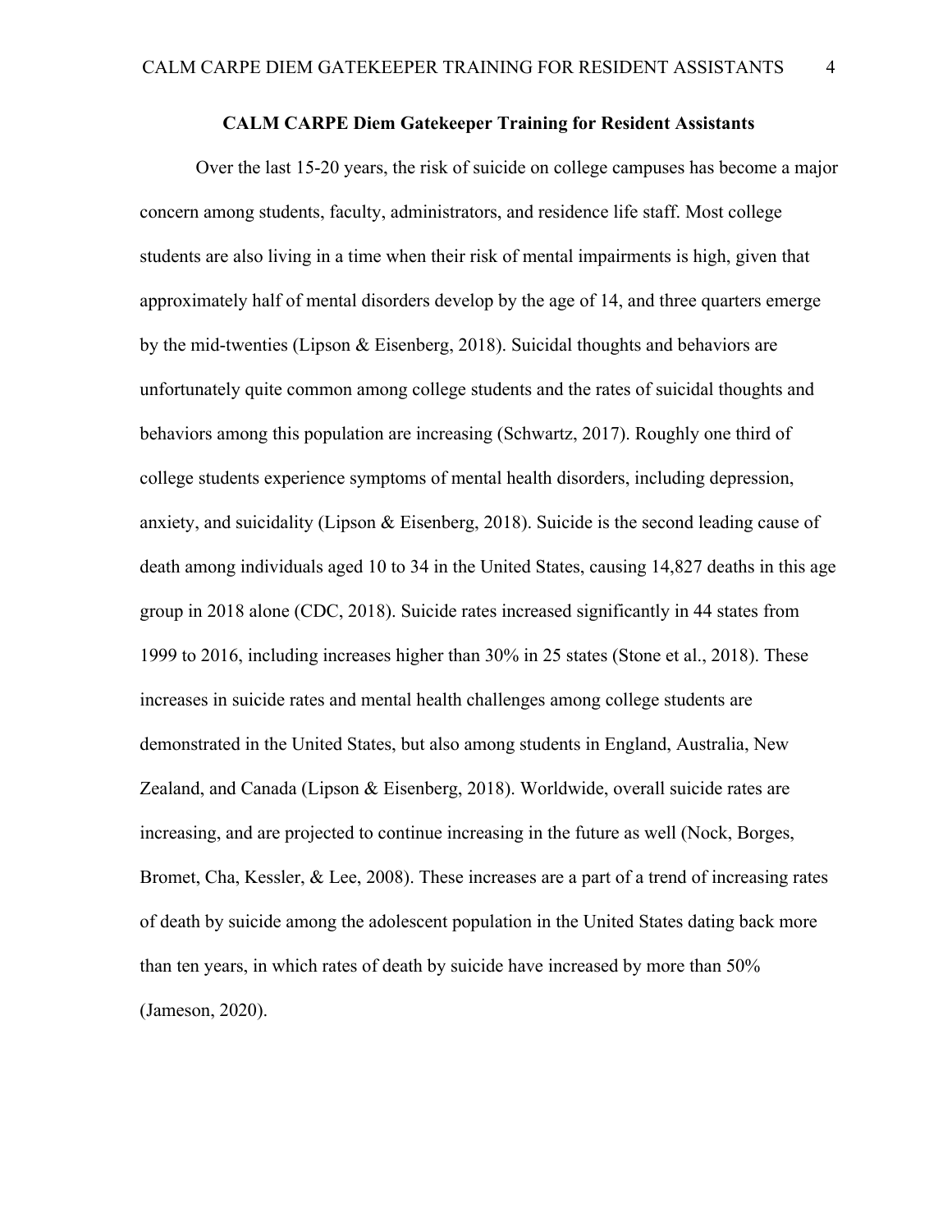# CALM CARPE Diem Gatekeeper Training for Resident Assistants

Over the last 15-20 years, the risk of suicide on college campuses has become a major concern among students, faculty, administrators, and residence life staff. Most college students are also living in a time when their risk of mental impairments is high, given that approximately half of mental disorders develop by the age of 14, and three quarters emerge by the mid-twenties (Lipson & Eisenberg, 2018). Suicidal thoughts and behaviors are unfortunately quite common among college students and the rates of suicidal thoughts and behaviors among this population are increasing (Schwartz, 2017). Roughly one third of college students experience symptoms of mental health disorders, including depression, anxiety, and suicidality (Lipson & Eisenberg, 2018). Suicide is the second leading cause of death among individuals aged 10 to 34 in the United States, causing 14,827 deaths in this age group in 2018 alone (CDC, 2018). Suicide rates increased significantly in 44 states from 1999 to 2016, including increases higher than 30% in 25 states (Stone et al., 2018). These increases in suicide rates and mental health challenges among college students are demonstrated in the United States, but also among students in England, Australia, New Zealand, and Canada (Lipson & Eisenberg, 2018). Worldwide, overall suicide rates are increasing, and are projected to continue increasing in the future as well (Nock, Borges, Bromet, Cha, Kessler, & Lee, 2008). These increases are a part of a trend of increasing rates of death by suicide among the adolescent population in the United States dating back more than ten years, in which rates of death by suicide have increased by more than 50% (Jameson, 2020).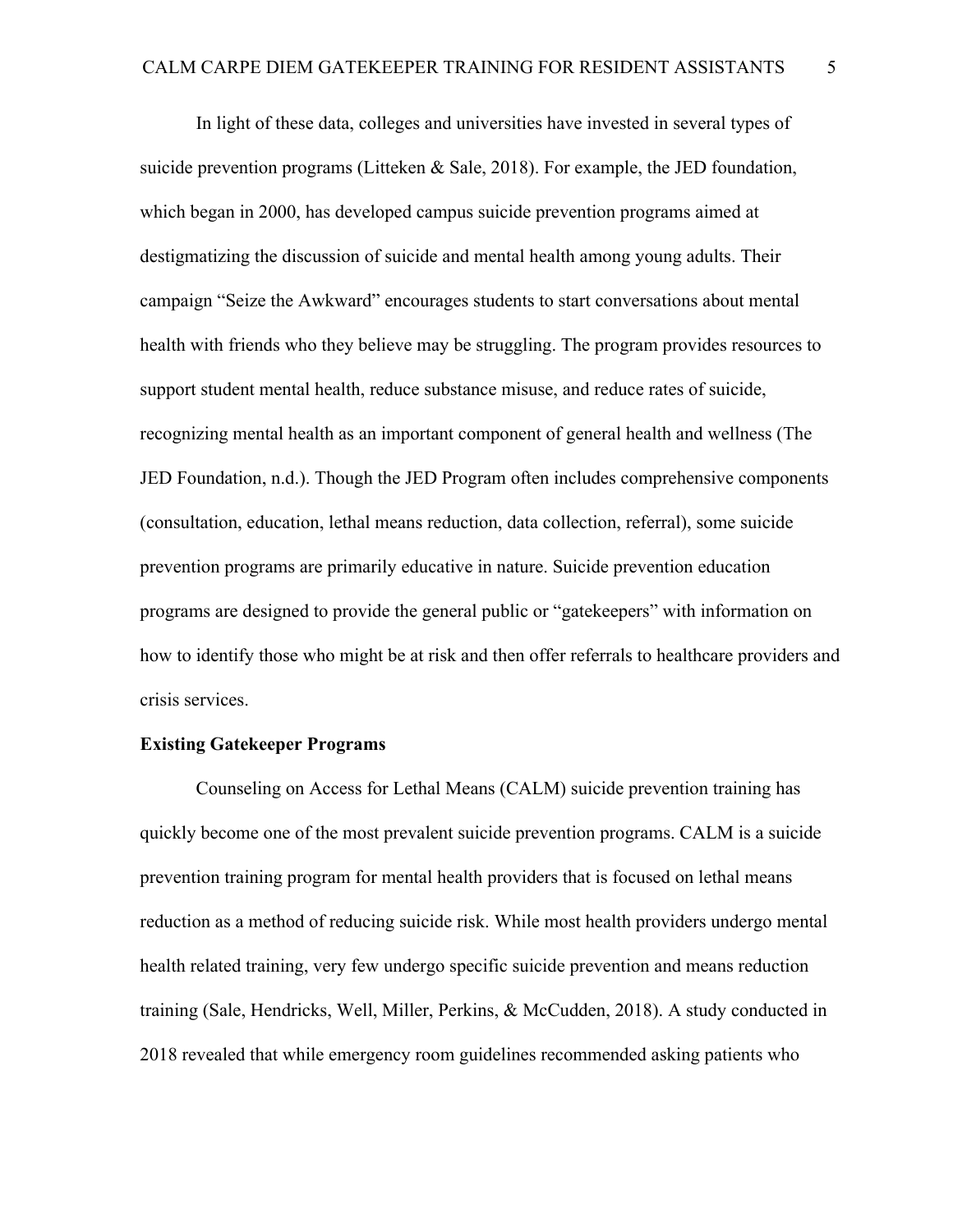In light of these data, colleges and universities have invested in several types of suicide prevention programs (Litteken & Sale, 2018). For example, the JED foundation, which began in 2000, has developed campus suicide prevention programs aimed at destigmatizing the discussion of suicide and mental health among young adults. Their campaign "Seize the Awkward" encourages students to start conversations about mental health with friends who they believe may be struggling. The program provides resources to support student mental health, reduce substance misuse, and reduce rates of suicide, recognizing mental health as an important component of general health and wellness (The JED Foundation, n.d.). Though the JED Program often includes comprehensive components (consultation, education, lethal means reduction, data collection, referral), some suicide prevention programs are primarily educative in nature. Suicide prevention education programs are designed to provide the general public or "gatekeepers" with information on how to identify those who might be at risk and then offer referrals to healthcare providers and crisis services.

**Existing Gatekeeper Programs**

Counseling on Access for Lethal Means (CALM) suicide prevention training has quickly become one of the most prevalent suicide prevention programs. CALM is a suicide prevention training program for mental health providers that is focused on lethal means reduction as a method of reducing suicide risk. While most health providers undergo mental health related training, very few undergo specific suicide prevention and means reduction training (Sale, Hendricks, Well, Miller, Perkins, & McCudden, 2018). A study conducted in 2018 revealed that while emergency room guidelines recommended asking patients who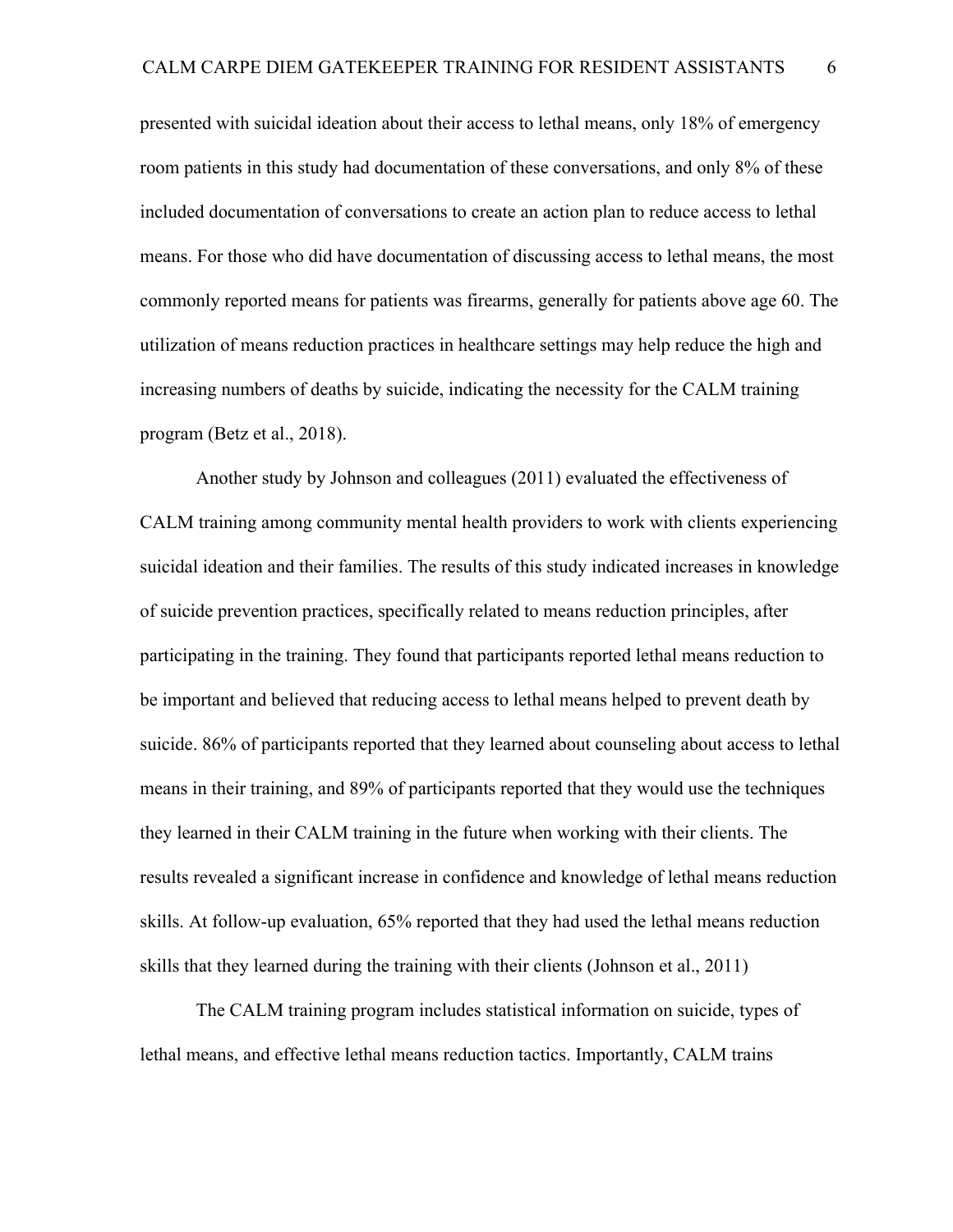presented with suicidal ideation about their access to lethal means, only 18% of emergency room patients in this study had documentation of these conversations, and only 8% of these included documentation of conversations to create an action plan to reduce access to lethal means. For those who did have documentation of discussing access to lethal means, the most commonly reported means for patients was firearms, generally for patients above age 60. The utilization of means reduction practices in healthcare settings may help reduce the high and increasing numbers of deaths by suicide, indicating the necessity for the CALM training program (Betz et al., 2018).

Another study by Johnson and colleagues (2011) evaluated the effectiveness of CALM training among community mental health providers to work with clients experiencing suicidal ideation and their families. The results of this study indicated increases in knowledge of suicide prevention practices, specifically related to means reduction principles, after participating in the training. They found that participants reported lethal means reduction to be important and believed that reducing access to lethal means helped to prevent death by suicide. 86% of participants reported that they learned about counseling about access to lethal means in their training, and 89% of participants reported that they would use the techniques they learned in their CALM training in the future when working with their clients. The results revealed a significant increase in confidence and knowledge of lethal means reduction skills. At follow-up evaluation, 65% reported that they had used the lethal means reduction skills that they learned during the training with their clients (Johnson et al., 2011)

The CALM training program includes statistical information on suicide, types of lethal means, and effective lethal means reduction tactics. Importantly, CALM trains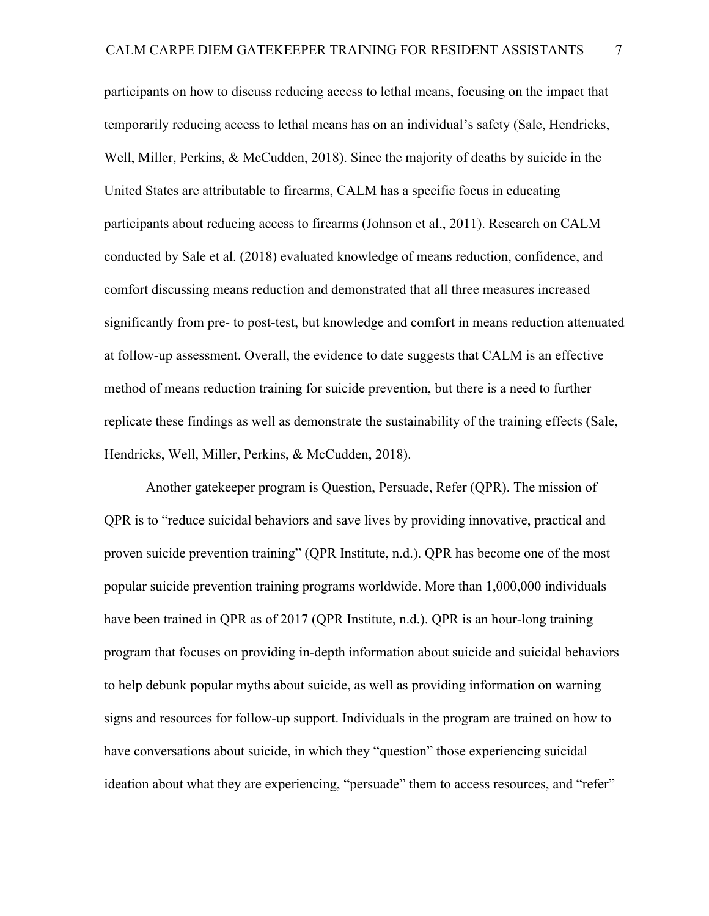participants on how to discuss reducing access to lethal means, focusing on the impact that temporarily reducing access to lethal means has on an individual's safety (Sale, Hendricks, Well, Miller, Perkins, & McCudden, 2018). Since the majority of deaths by suicide in the United States are attributable to firearms, CALM has a specific focus in educating participants about reducing access to firearms (Johnson et al., 2011). Research on CALM conducted by Sale et al. (2018) evaluated knowledge of means reduction, confidence, and comfort discussing means reduction and demonstrated that all three measures increased significantly from pre- to post-test, but knowledge and comfort in means reduction attenuated at follow-up assessment. Overall, the evidence to date suggests that CALM is an effective method of means reduction training for suicide prevention, but there is a need to further replicate these findings as well as demonstrate the sustainability of the training effects (Sale, Hendricks, Well, Miller, Perkins, & McCudden, 2018).

Another gatekeeper program is Question, Persuade, Refer (QPR). The mission of QPR is to "reduce suicidal behaviors and save lives by providing innovative, practical and proven suicide prevention training" (QPR Institute, n.d.). QPR has become one of the most popular suicide prevention training programs worldwide. More than 1,000,000 individuals have been trained in QPR as of 2017 (QPR Institute, n.d.). QPR is an hour-long training program that focuses on providing in-depth information about suicide and suicidal behaviors to help debunk popular myths about suicide, as well as providing information on warning signs and resources for follow-up support. Individuals in the program are trained on how to have conversations about suicide, in which they "question" those experiencing suicidal ideation about what they are experiencing, "persuade" them to access resources, and "refer"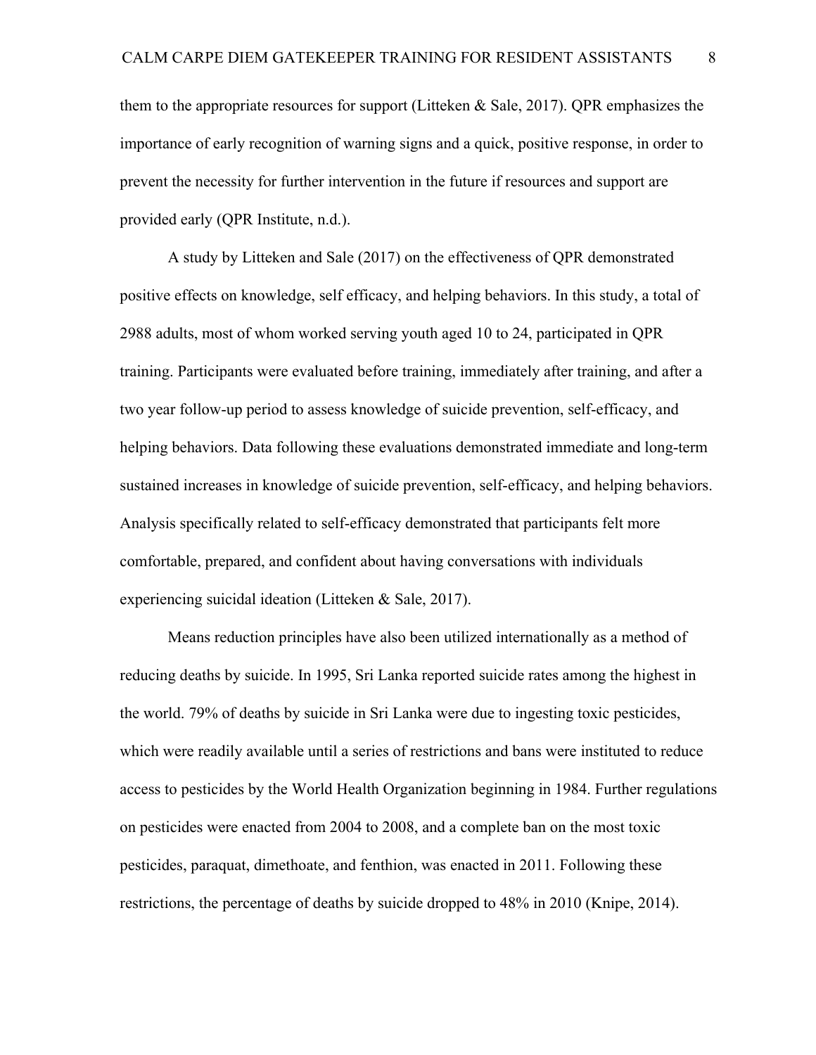them to the appropriate resources for support (Litteken & Sale, 2017). QPR emphasizes the importance of early recognition of warning signs and a quick, positive response, in order to prevent the necessity for further intervention in the future if resources and support are provided early (QPR Institute, n.d.).

A study by Litteken and Sale (2017) on the effectiveness of QPR demonstrated positive effects on knowledge, self efficacy, and helping behaviors. In this study, a total of 2988 adults, most of whom worked serving youth aged 10 to 24, participated in QPR training. Participants were evaluated before training, immediately after training, and after a two year follow-up period to assess knowledge of suicide prevention, self-efficacy, and helping behaviors. Data following these evaluations demonstrated immediate and long-term sustained increases in knowledge of suicide prevention, self-efficacy, and helping behaviors. Analysis specifically related to self-efficacy demonstrated that participants felt more comfortable, prepared, and confident about having conversations with individuals experiencing suicidal ideation (Litteken & Sale, 2017).

Means reduction principles have also been utilized internationally as a method of reducing deaths by suicide. In 1995, Sri Lanka reported suicide rates among the highest in the world. 79% of deaths by suicide in Sri Lanka were due to ingesting toxic pesticides, which were readily available until a series of restrictions and bans were instituted to reduce access to pesticides by the World Health Organization beginning in 1984. Further regulations on pesticides were enacted from 2004 to 2008, and a complete ban on the most toxic pesticides, paraquat, dimethoate, and fenthion, was enacted in 2011. Following these restrictions, the percentage of deaths by suicide dropped to 48% in 2010 (Knipe, 2014).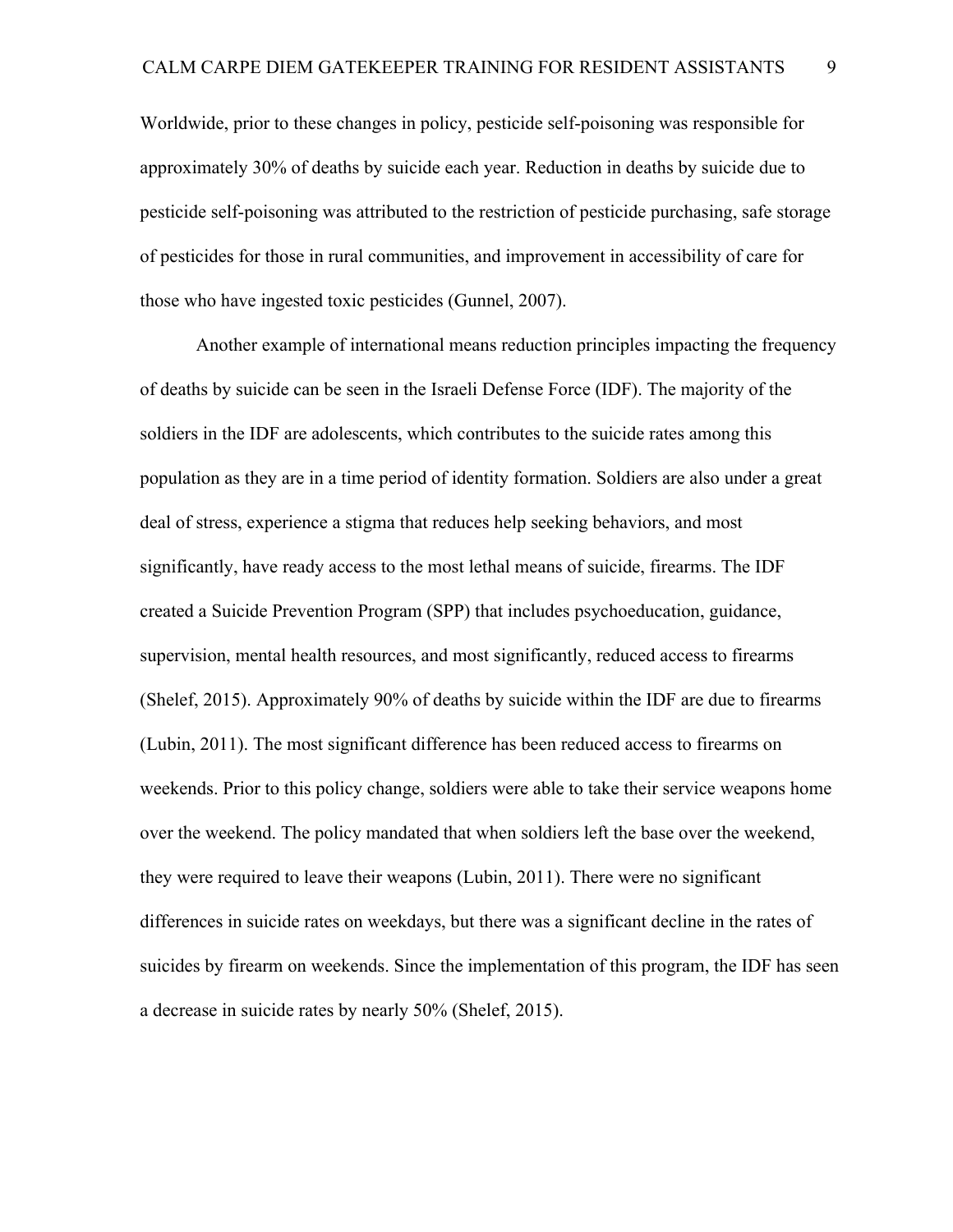Worldwide, prior to these changes in policy, pesticide self-poisoning was responsible for approximately 30% of deaths by suicide each year. Reduction in deaths by suicide due to pesticide self-poisoning was attributed to the restriction of pesticide purchasing, safe storage of pesticides for those in rural communities, and improvement in accessibility of care for those who have ingested toxic pesticides (Gunnel, 2007).

Another example of international means reduction principles impacting the frequency of deaths by suicide can be seen in the Israeli Defense Force (IDF). The majority of the soldiers in the IDF are adolescents, which contributes to the suicide rates among this population as they are in a time period of identity formation. Soldiers are also under a great deal of stress, experience a stigma that reduces help seeking behaviors, and most significantly, have ready access to the most lethal means of suicide, firearms. The IDF created a Suicide Prevention Program (SPP) that includes psychoeducation, guidance, supervision, mental health resources, and most significantly, reduced access to firearms (Shelef, 2015). Approximately 90% of deaths by suicide within the IDF are due to firearms (Lubin, 2011). The most significant difference has been reduced access to firearms on weekends. Prior to this policy change, soldiers were able to take their service weapons home over the weekend. The policy mandated that when soldiers left the base over the weekend, they were required to leave their weapons (Lubin, 2011). There were no significant differences in suicide rates on weekdays, but there was a significant decline in the rates of suicides by firearm on weekends. Since the implementation of this program, the IDF has seen a decrease in suicide rates by nearly 50% (Shelef, 2015).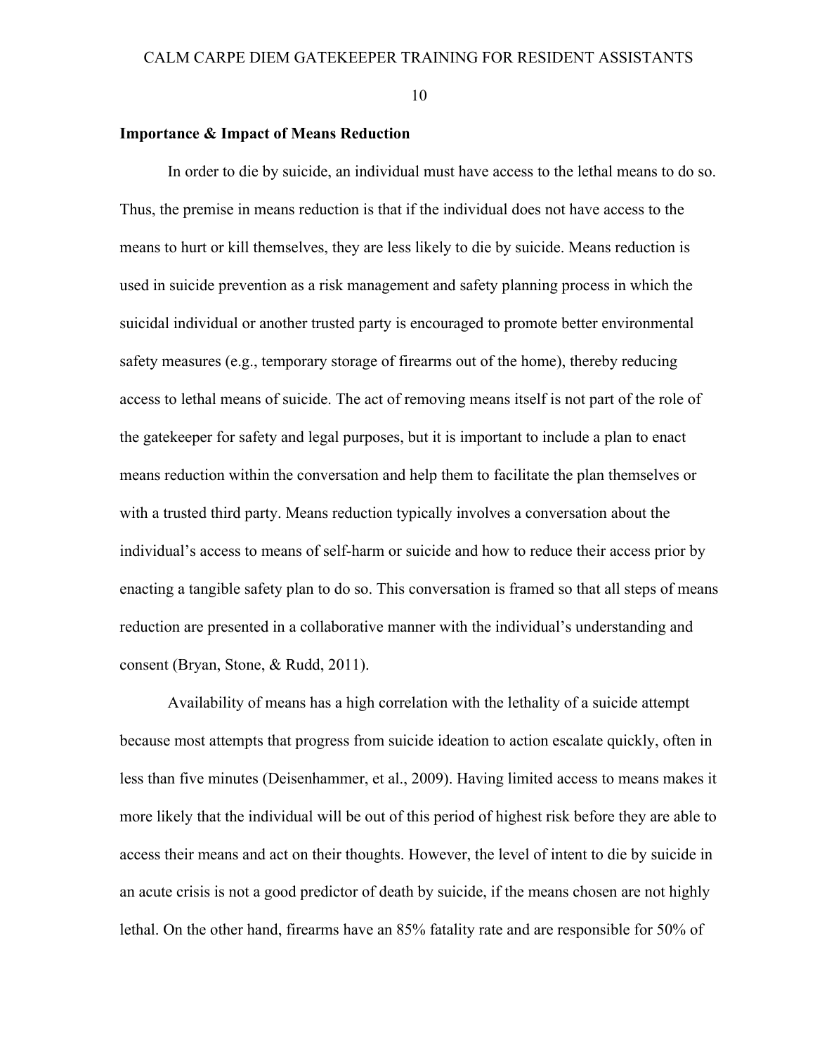**Importance & Impact of Means Reduction**

In order to die by suicide, an individual must have access to the lethal means to do so. Thus, the premise in means reduction is that if the individual does not have access to the means to hurt or kill themselves, they are less likely to die by suicide. Means reduction is used in suicide prevention as a risk management and safety planning process in which the suicidal individual or another trusted party is encouraged to promote better environmental safety measures (e.g., temporary storage of firearms out of the home), thereby reducing access to lethal means of suicide. The act of removing means itself is not part of the role of the gatekeeper for safety and legal purposes, but it is important to include a plan to enact means reduction within the conversation and help them to facilitate the plan themselves or with a trusted third party. Means reduction typically involves a conversation about the individual's access to means of self-harm or suicide and how to reduce their access prior by enacting a tangible safety plan to do so. This conversation is framed so that all steps of means reduction are presented in a collaborative manner with the individual's understanding and consent (Bryan, Stone, & Rudd, 2011).

Availability of means has a high correlation with the lethality of a suicide attempt because most attempts that progress from suicide ideation to action escalate quickly, often in less than five minutes (Deisenhammer, et al., 2009). Having limited access to means makes it more likely that the individual will be out of this period of highest risk before they are able to access their means and act on their thoughts. However, the level of intent to die by suicide in an acute crisis is not a good predictor of death by suicide, if the means chosen are not highly lethal. On the other hand, firearms have an 85% fatality rate and are responsible for 50% of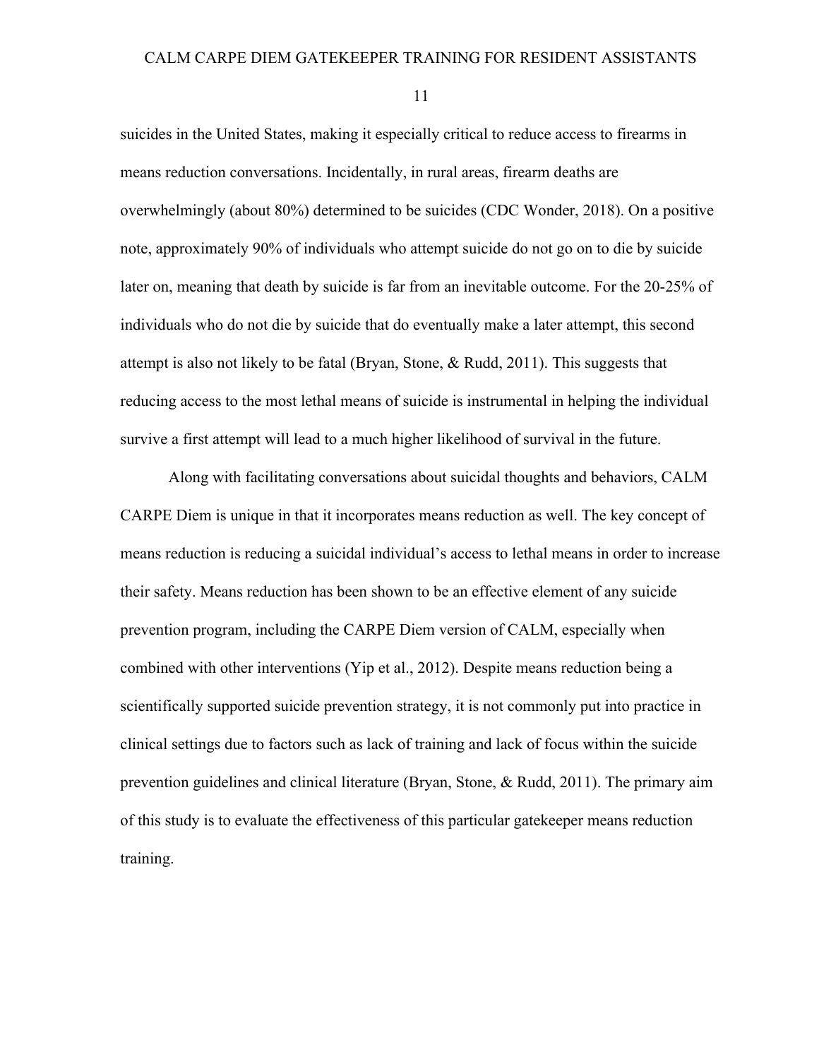suicides in the United States, making it especially critical to reduce access to firearms in means reduction conversations. Incidentally, in rural areas, firearm deaths are overwhelmingly (about 80%) determined to be suicides (CDC Wonder, 2018). On a positive note, approximately 90% of individuals who attempt suicide do not go on to die by suicide later on, meaning that death by suicide is far from an inevitable outcome. For the 20-25% of individuals who do not die by suicide that do eventually make a later attempt, this second attempt is also not likely to be fatal (Bryan, Stone, & Rudd, 2011). This suggests that reducing access to the most lethal means of suicide is instrumental in helping the individual survive a first attempt will lead to a much higher likelihood of survival in the future.

Along with facilitating conversations about suicidal thoughts and behaviors, CALM CARPE Diem is unique in that it incorporates means reduction as well. The key concept of means reduction is reducing a suicidal individual's access to lethal means in order to increase their safety. Means reduction has been shown to be an effective element of any suicide prevention program, including the CARPE Diem version of CALM, especially when combined with other interventions (Yip et al., 2012). Despite means reduction being a scientifically supported suicide prevention strategy, it is not commonly put into practice in clinical settings due to factors such as lack of training and lack of focus within the suicide prevention guidelines and clinical literature (Bryan, Stone, & Rudd, 2011). The primary aim of this study is to evaluate the effectiveness of this particular gatekeeper means reduction training.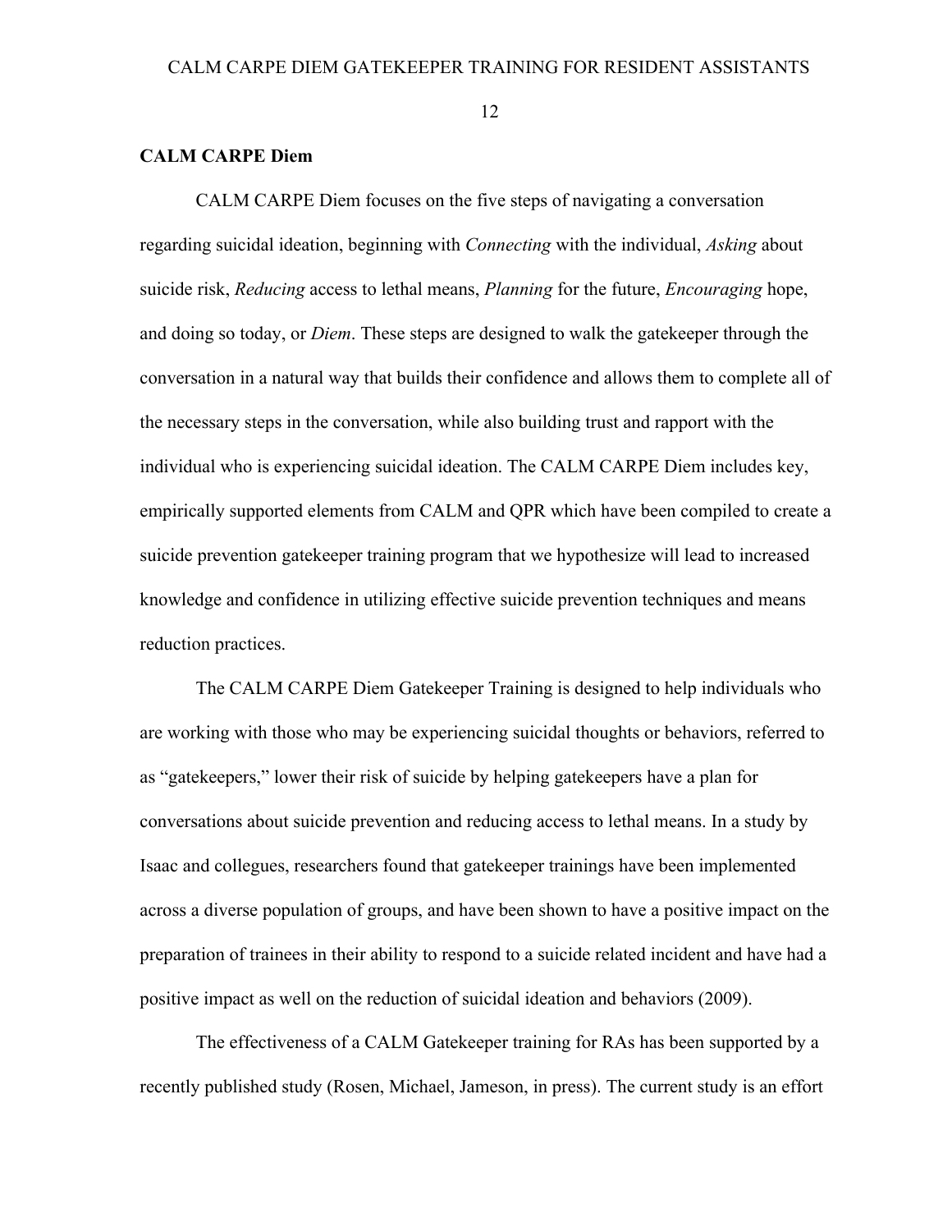**CALM CARPE Diem**

CALM CARPE Diem focuses on the five steps of navigating a conversation regarding suicidal ideation, beginning with *Connecting* with the individual, *Asking* about suicide risk, *Reducing* access to lethal means, *Planning* for the future, *Encouraging* hope, and doing so today, or *Diem*. These steps are designed to walk the gatekeeper through the conversation in a natural way that builds their confidence and allows them to complete all of the necessary steps in the conversation, while also building trust and rapport with the individual who is experiencing suicidal ideation. The CALM CARPE Diem includes key, empirically supported elements from CALM and QPR which have been compiled to create a suicide prevention gatekeeper training program that we hypothesize will lead to increased knowledge and confidence in utilizing effective suicide prevention techniques and means reduction practices.

The CALM CARPE Diem Gatekeeper Training is designed to help individuals who are working with those who may be experiencing suicidal thoughts or behaviors, referred to as "gatekeepers," lower their risk of suicide by helping gatekeepers have a plan for conversations about suicide prevention and reducing access to lethal means. In a study by Isaac and collegues, researchers found that gatekeeper trainings have been implemented across a diverse population of groups, and have been shown to have a positive impact on the preparation of trainees in their ability to respond to a suicide related incident and have had a positive impact as well on the reduction of suicidal ideation and behaviors (2009).

The effectiveness of a CALM Gatekeeper training for RAs has been supported by a recently published study (Rosen, Michael, Jameson, in press). The current study is an effort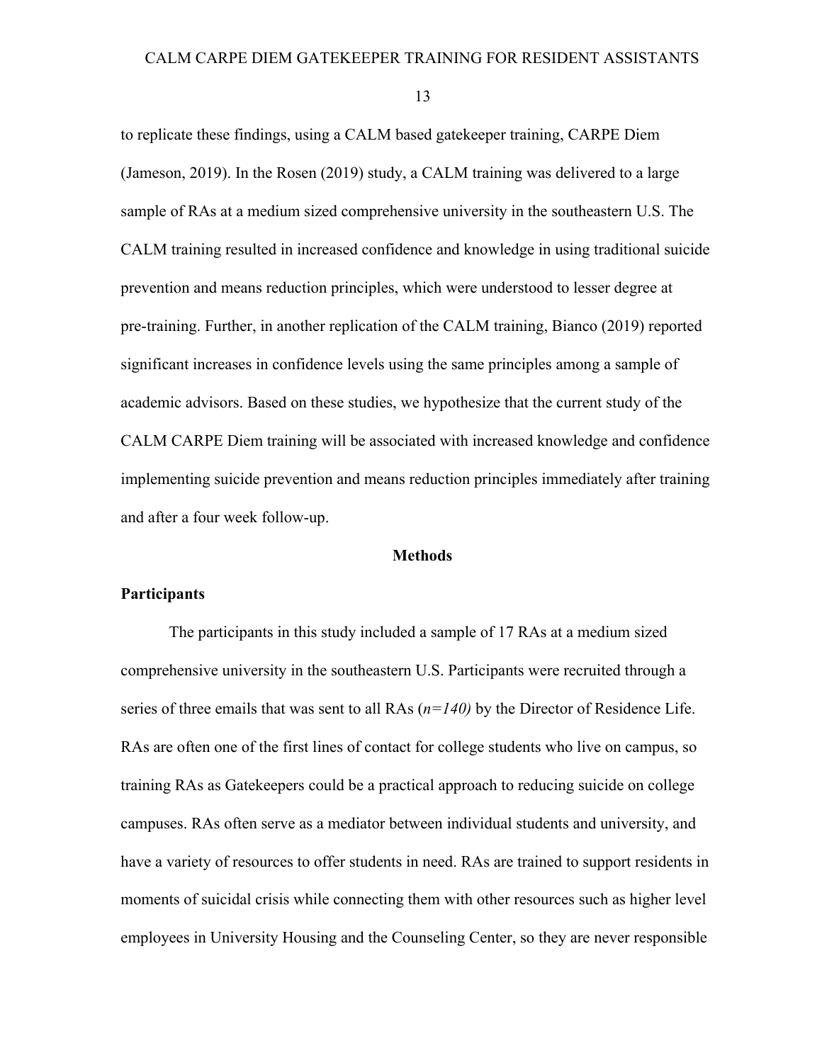to replicate these findings, using a CALM based gatekeeper training, CARPE Diem (Jameson, 2019). In the Rosen (2019) study, a CALM training was delivered to a large sample of RAs at a medium sized comprehensive university in the southeastern U.S. The CALM training resulted in increased confidence and knowledge in using traditional suicide prevention and means reduction principles, which were understood to lesser degree at pre-training. Further, in another replication of the CALM training, Bianco (2019) reported significant increases in confidence levels using the same principles among a sample of academic advisors. Based on these studies, we hypothesize that the current study of the CALM CARPE Diem training will be associated with increased knowledge and confidence implementing suicide prevention and means reduction principles immediately after training and after a four week follow-up.

## Methods

### Participants

The participants in this study included a sample of 17 RAs at a medium sized comprehensive university in the southeastern U.S. Participants were recruited through a series of three emails that was sent to all RAs (*n=140)* by the Director of Residence Life. RAs are often one of the first lines of contact for college students who live on campus, so training RAs as Gatekeepers could be a practical approach to reducing suicide on college campuses. RAs often serve as a mediator between individual students and university, and have a variety of resources to offer students in need. RAs are trained to support residents in moments of suicidal crisis while connecting them with other resources such as higher level employees in University Housing and the Counseling Center, so they are never responsible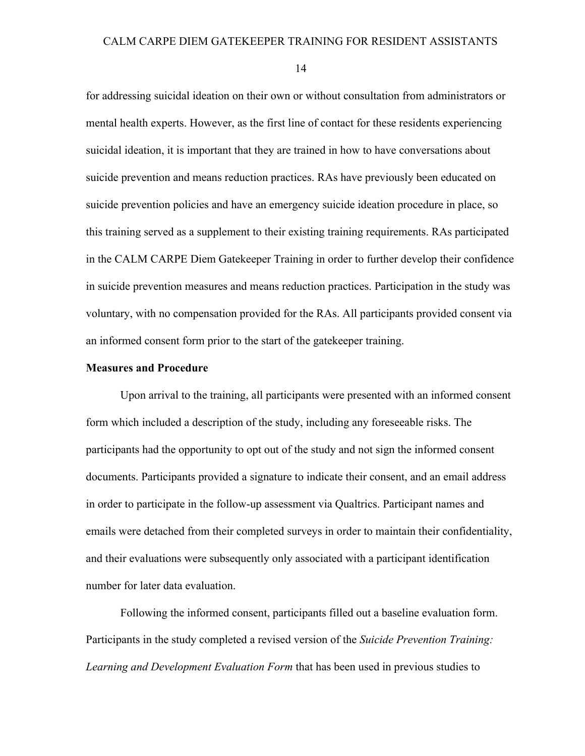for addressing suicidal ideation on their own or without consultation from administrators or mental health experts. However, as the first line of contact for these residents experiencing suicidal ideation, it is important that they are trained in how to have conversations about suicide prevention and means reduction practices. RAs have previously been educated on suicide prevention policies and have an emergency suicide ideation procedure in place, so this training served as a supplement to their existing training requirements. RAs participated in the CALM CARPE Diem Gatekeeper Training in order to further develop their confidence in suicide prevention measures and means reduction practices. Participation in the study was voluntary, with no compensation provided for the RAs. All participants provided consent via an informed consent form prior to the start of the gatekeeper training.

**Measures and Procedure**

Upon arrival to the training, all participants were presented with an informed consent form which included a description of the study, including any foreseeable risks. The participants had the opportunity to opt out of the study and not sign the informed consent documents. Participants provided a signature to indicate their consent, and an email address in order to participate in the follow-up assessment via Qualtrics. Participant names and emails were detached from their completed surveys in order to maintain their confidentiality, and their evaluations were subsequently only associated with a participant identification number for later data evaluation.

Following the informed consent, participants filled out a baseline evaluation form. Participants in the study completed a revised version of the *Suicide Prevention Training: Learning and Development Evaluation Form* that has been used in previous studies to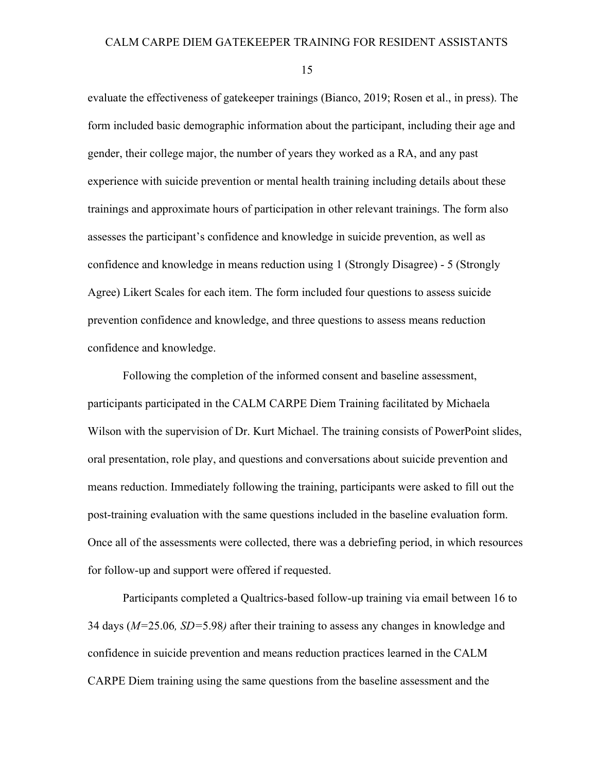evaluate the effectiveness of gatekeeper trainings (Bianco, 2019; Rosen et al., in press). The form included basic demographic information about the participant, including their age and gender, their college major, the number of years they worked as a RA, and any past experience with suicide prevention or mental health training including details about these trainings and approximate hours of participation in other relevant trainings. The form also assesses the participant's confidence and knowledge in suicide prevention, as well as confidence and knowledge in means reduction using 1 (Strongly Disagree) - 5 (Strongly Agree) Likert Scales for each item. The form included four questions to assess suicide prevention confidence and knowledge, and three questions to assess means reduction confidence and knowledge.

Following the completion of the informed consent and baseline assessment, participants participated in the CALM CARPE Diem Training facilitated by Michaela Wilson with the supervision of Dr. Kurt Michael. The training consists of PowerPoint slides, oral presentation, role play, and questions and conversations about suicide prevention and means reduction. Immediately following the training, participants were asked to fill out the post-training evaluation with the same questions included in the baseline evaluation form. Once all of the assessments were collected, there was a debriefing period, in which resources for follow-up and support were offered if requested.

Participants completed a Qualtrics-based follow-up training via email between 16 to 34 days (*M*=25.06*, SD*=5.98*)* after their training to assess any changes in knowledge and confidence in suicide prevention and means reduction practices learned in the CALM CARPE Diem training using the same questions from the baseline assessment and the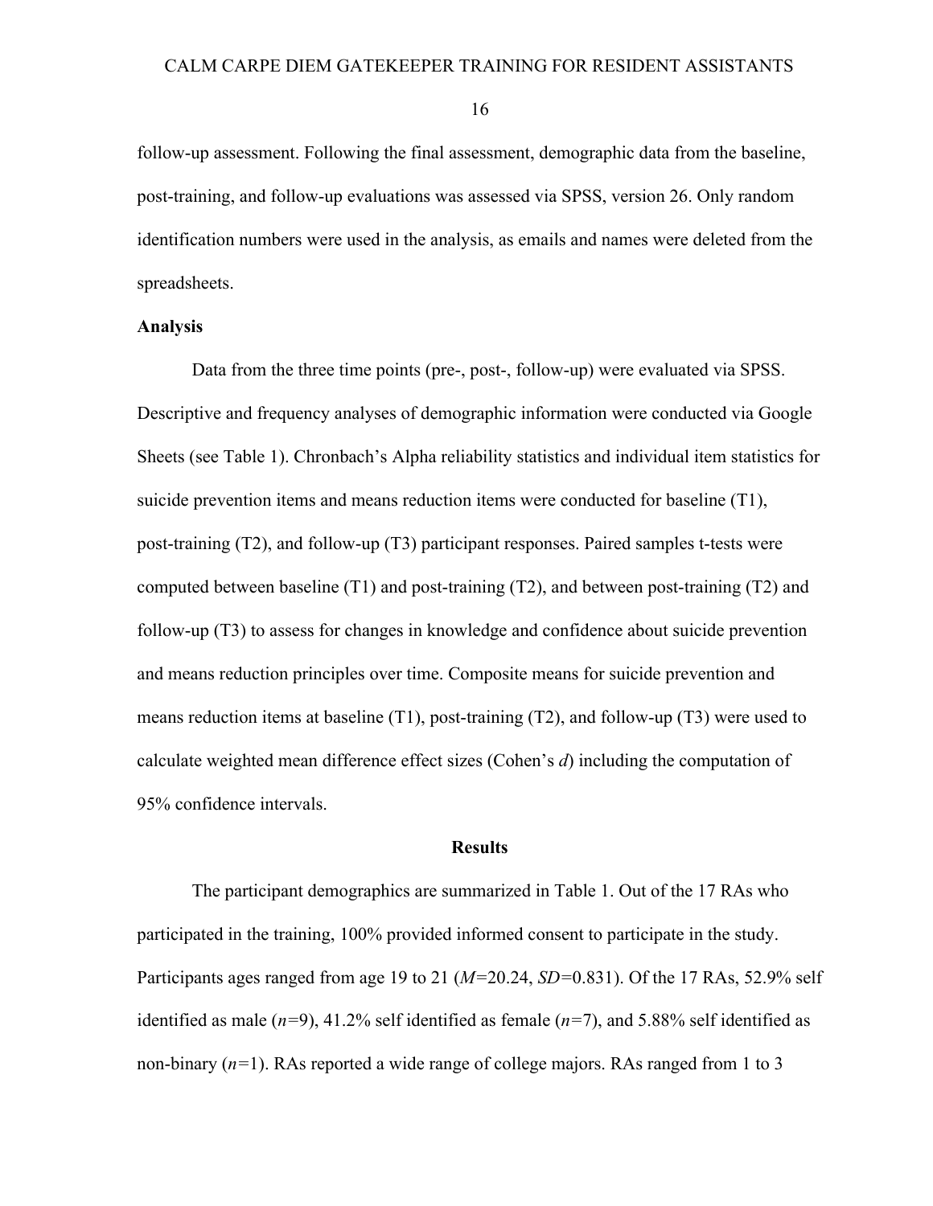follow-up assessment. Following the final assessment, demographic data from the baseline, post-training, and follow-up evaluations was assessed via SPSS, version 26. Only random identification numbers were used in the analysis, as emails and names were deleted from the spreadsheets.

**Analysis**

Data from the three time points (pre-, post-, follow-up) were evaluated via SPSS. Descriptive and frequency analyses of demographic information were conducted via Google Sheets (see Table 1). Chronbach's Alpha reliability statistics and individual item statistics for suicide prevention items and means reduction items were conducted for baseline (T1), post-training (T2), and follow-up (T3) participant responses. Paired samples t-tests were computed between baseline (T1) and post-training (T2), and between post-training (T2) and follow-up (T3) to assess for changes in knowledge and confidence about suicide prevention and means reduction principles over time. Composite means for suicide prevention and means reduction items at baseline (T1), post-training (T2), and follow-up (T3) were used to calculate weighted mean difference effect sizes (Cohen's *d*) including the computation of 95% confidence intervals.

## Results

The participant demographics are summarized in Table 1. Out of the 17 RAs who participated in the training, 100% provided informed consent to participate in the study. Participants ages ranged from age 19 to 21 ($M$=20.24, $SD$=0.831). Of the 17 RAs, 52.9% self identified as male ($n$=9), 41.2% self identified as female ($n$=7), and 5.88% self identified as non-binary ($n$=1). RAs reported a wide range of college majors. RAs ranged from 1 to 3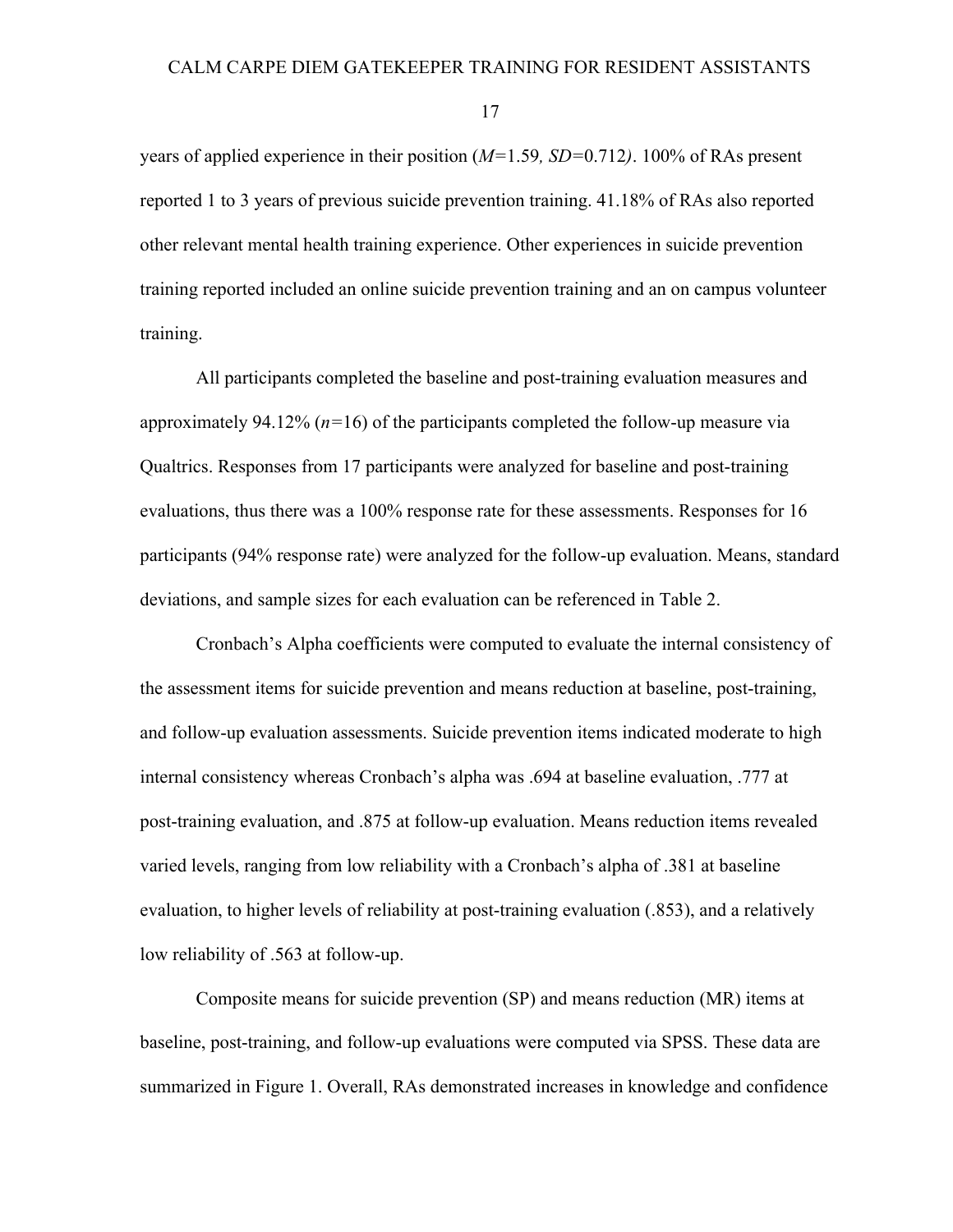years of applied experience in their position ($M$=1.59, $SD$=0.712). 100% of RAs present reported 1 to 3 years of previous suicide prevention training. 41.18% of RAs also reported other relevant mental health training experience. Other experiences in suicide prevention training reported included an online suicide prevention training and an on campus volunteer training.

All participants completed the baseline and post-training evaluation measures and approximately 94.12% ($n$=16) of the participants completed the follow-up measure via Qualtrics. Responses from 17 participants were analyzed for baseline and post-training evaluations, thus there was a 100% response rate for these assessments. Responses for 16 participants (94% response rate) were analyzed for the follow-up evaluation. Means, standard deviations, and sample sizes for each evaluation can be referenced in Table 2.

Cronbach's Alpha coefficients were computed to evaluate the internal consistency of the assessment items for suicide prevention and means reduction at baseline, post-training, and follow-up evaluation assessments. Suicide prevention items indicated moderate to high internal consistency whereas Cronbach's alpha was .694 at baseline evaluation, .777 at post-training evaluation, and .875 at follow-up evaluation. Means reduction items revealed varied levels, ranging from low reliability with a Cronbach's alpha of .381 at baseline evaluation, to higher levels of reliability at post-training evaluation (.853), and a relatively low reliability of .563 at follow-up.

Composite means for suicide prevention (SP) and means reduction (MR) items at baseline, post-training, and follow-up evaluations were computed via SPSS. These data are summarized in Figure 1. Overall, RAs demonstrated increases in knowledge and confidence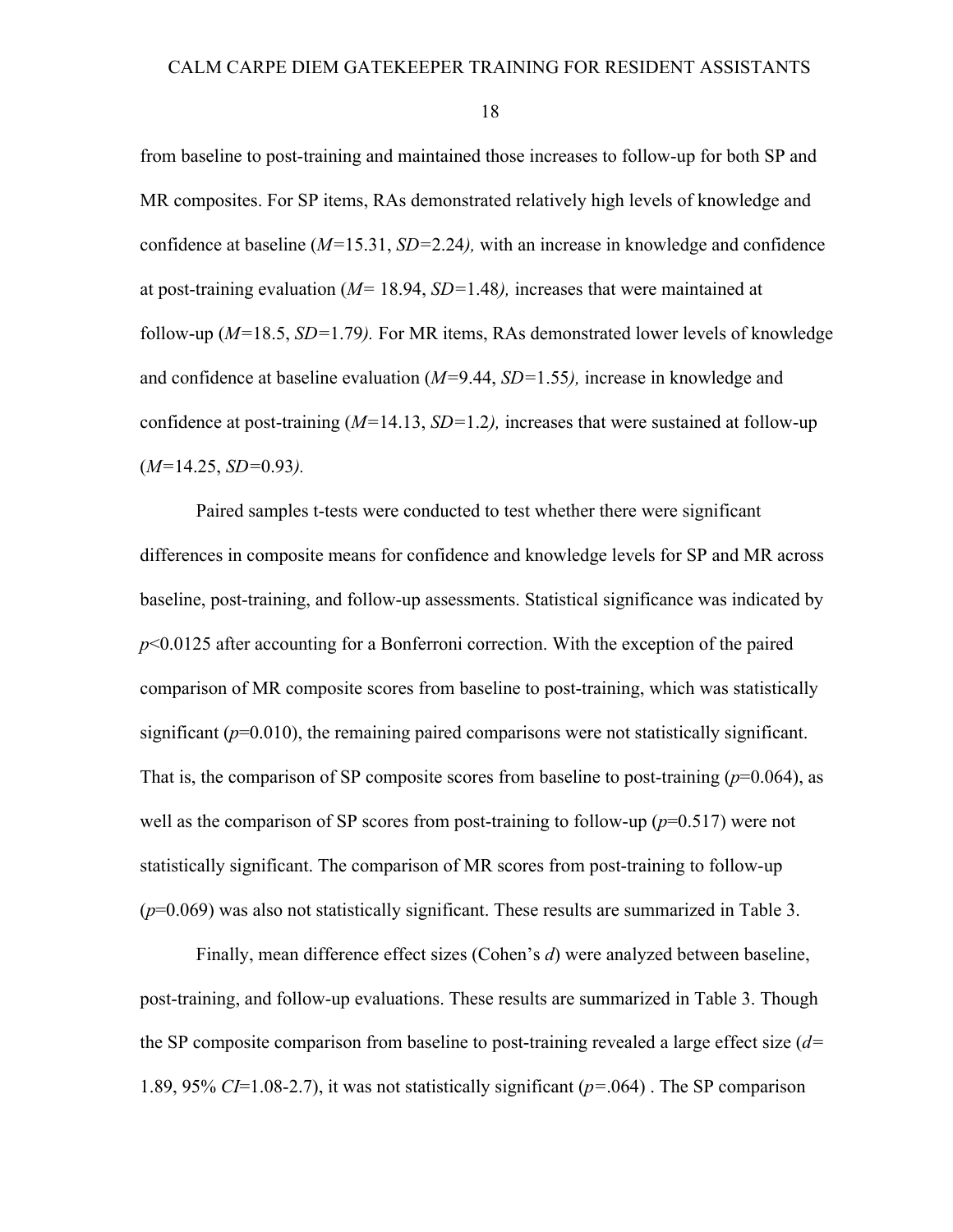from baseline to post-training and maintained those increases to follow-up for both SP and MR composites. For SP items, RAs demonstrated relatively high levels of knowledge and confidence at baseline ($M$=15.31, $SD$=2.24*),* with an increase in knowledge and confidence at post-training evaluation ($M$= 18.94, $SD$=1.48*),* increases that were maintained at follow-up ($M$=18.5, $SD$=1.79*).* For MR items, RAs demonstrated lower levels of knowledge and confidence at baseline evaluation ($M$=9.44, $SD$=1.55*),* increase in knowledge and confidence at post-training ($M$=14.13, $SD$=1.2*),* increases that were sustained at follow-up ($M$=14.25, $SD$=0.93*).*

Paired samples t-tests were conducted to test whether there were significant differences in composite means for confidence and knowledge levels for SP and MR across baseline, post-training, and follow-up assessments. Statistical significance was indicated by $p<0.0125$ after accounting for a Bonferroni correction. With the exception of the paired comparison of MR composite scores from baseline to post-training, which was statistically significant ($p$=0.010), the remaining paired comparisons were not statistically significant. That is, the comparison of SP composite scores from baseline to post-training ($p$=0.064), as well as the comparison of SP scores from post-training to follow-up ($p$=0.517) were not statistically significant. The comparison of MR scores from post-training to follow-up ($p$=0.069) was also not statistically significant. These results are summarized in Table 3.

Finally, mean difference effect sizes (Cohen's $d$) were analyzed between baseline, post-training, and follow-up evaluations. These results are summarized in Table 3. Though the SP composite comparison from baseline to post-training revealed a large effect size ($d$= 1.89, 95% $CI$=1.08-2.7), it was not statistically significant ($p$=.064) . The SP comparison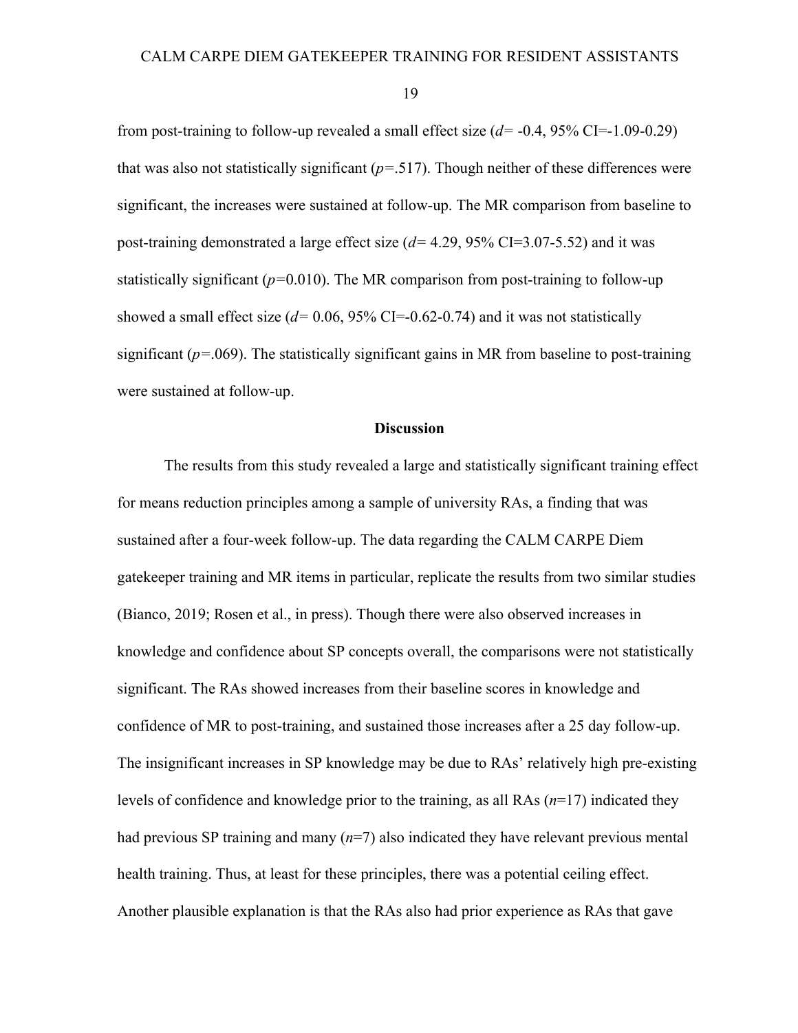from post-training to follow-up revealed a small effect size ($d$= -0.4, 95% CI=-1.09-0.29) that was also not statistically significant ($p$=.517). Though neither of these differences were significant, the increases were sustained at follow-up. The MR comparison from baseline to post-training demonstrated a large effect size ($d$= 4.29, 95% CI=3.07-5.52) and it was statistically significant ($p$=0.010). The MR comparison from post-training to follow-up showed a small effect size ($d$= 0.06, 95% CI=-0.62-0.74) and it was not statistically significant ($p$=.069). The statistically significant gains in MR from baseline to post-training were sustained at follow-up.

## Discussion

The results from this study revealed a large and statistically significant training effect for means reduction principles among a sample of university RAs, a finding that was sustained after a four-week follow-up. The data regarding the CALM CARPE Diem gatekeeper training and MR items in particular, replicate the results from two similar studies (Bianco, 2019; Rosen et al., in press). Though there were also observed increases in knowledge and confidence about SP concepts overall, the comparisons were not statistically significant. The RAs showed increases from their baseline scores in knowledge and confidence of MR to post-training, and sustained those increases after a 25 day follow-up. The insignificant increases in SP knowledge may be due to RAs' relatively high pre-existing levels of confidence and knowledge prior to the training, as all RAs ($n$=17) indicated they had previous SP training and many ($n$=7) also indicated they have relevant previous mental health training. Thus, at least for these principles, there was a potential ceiling effect. Another plausible explanation is that the RAs also had prior experience as RAs that gave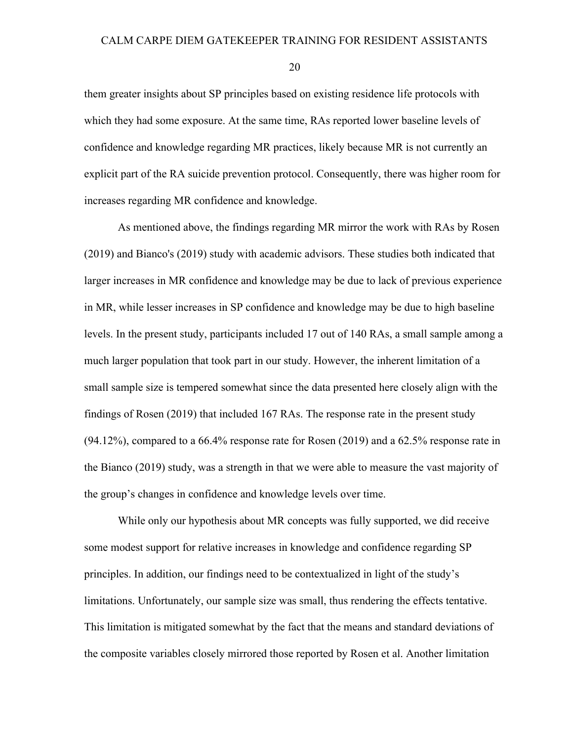them greater insights about SP principles based on existing residence life protocols with which they had some exposure. At the same time, RAs reported lower baseline levels of confidence and knowledge regarding MR practices, likely because MR is not currently an explicit part of the RA suicide prevention protocol. Consequently, there was higher room for increases regarding MR confidence and knowledge.

As mentioned above, the findings regarding MR mirror the work with RAs by Rosen (2019) and Bianco's (2019) study with academic advisors. These studies both indicated that larger increases in MR confidence and knowledge may be due to lack of previous experience in MR, while lesser increases in SP confidence and knowledge may be due to high baseline levels. In the present study, participants included 17 out of 140 RAs, a small sample among a much larger population that took part in our study. However, the inherent limitation of a small sample size is tempered somewhat since the data presented here closely align with the findings of Rosen (2019) that included 167 RAs. The response rate in the present study (94.12%), compared to a 66.4% response rate for Rosen (2019) and a 62.5% response rate in the Bianco (2019) study, was a strength in that we were able to measure the vast majority of the group's changes in confidence and knowledge levels over time.

While only our hypothesis about MR concepts was fully supported, we did receive some modest support for relative increases in knowledge and confidence regarding SP principles. In addition, our findings need to be contextualized in light of the study's limitations. Unfortunately, our sample size was small, thus rendering the effects tentative. This limitation is mitigated somewhat by the fact that the means and standard deviations of the composite variables closely mirrored those reported by Rosen et al. Another limitation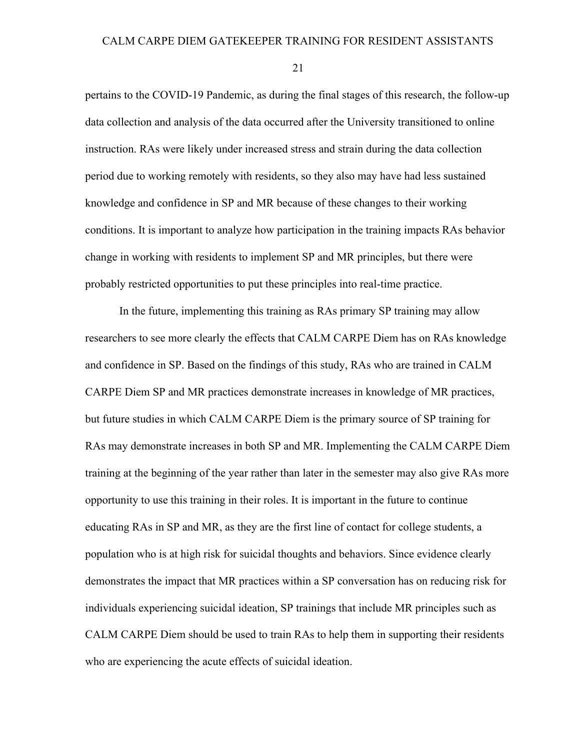pertains to the COVID-19 Pandemic, as during the final stages of this research, the follow-up data collection and analysis of the data occurred after the University transitioned to online instruction. RAs were likely under increased stress and strain during the data collection period due to working remotely with residents, so they also may have had less sustained knowledge and confidence in SP and MR because of these changes to their working conditions. It is important to analyze how participation in the training impacts RAs behavior change in working with residents to implement SP and MR principles, but there were probably restricted opportunities to put these principles into real-time practice.

In the future, implementing this training as RAs primary SP training may allow researchers to see more clearly the effects that CALM CARPE Diem has on RAs knowledge and confidence in SP. Based on the findings of this study, RAs who are trained in CALM CARPE Diem SP and MR practices demonstrate increases in knowledge of MR practices, but future studies in which CALM CARPE Diem is the primary source of SP training for RAs may demonstrate increases in both SP and MR. Implementing the CALM CARPE Diem training at the beginning of the year rather than later in the semester may also give RAs more opportunity to use this training in their roles. It is important in the future to continue educating RAs in SP and MR, as they are the first line of contact for college students, a population who is at high risk for suicidal thoughts and behaviors. Since evidence clearly demonstrates the impact that MR practices within a SP conversation has on reducing risk for individuals experiencing suicidal ideation, SP trainings that include MR principles such as CALM CARPE Diem should be used to train RAs to help them in supporting their residents who are experiencing the acute effects of suicidal ideation.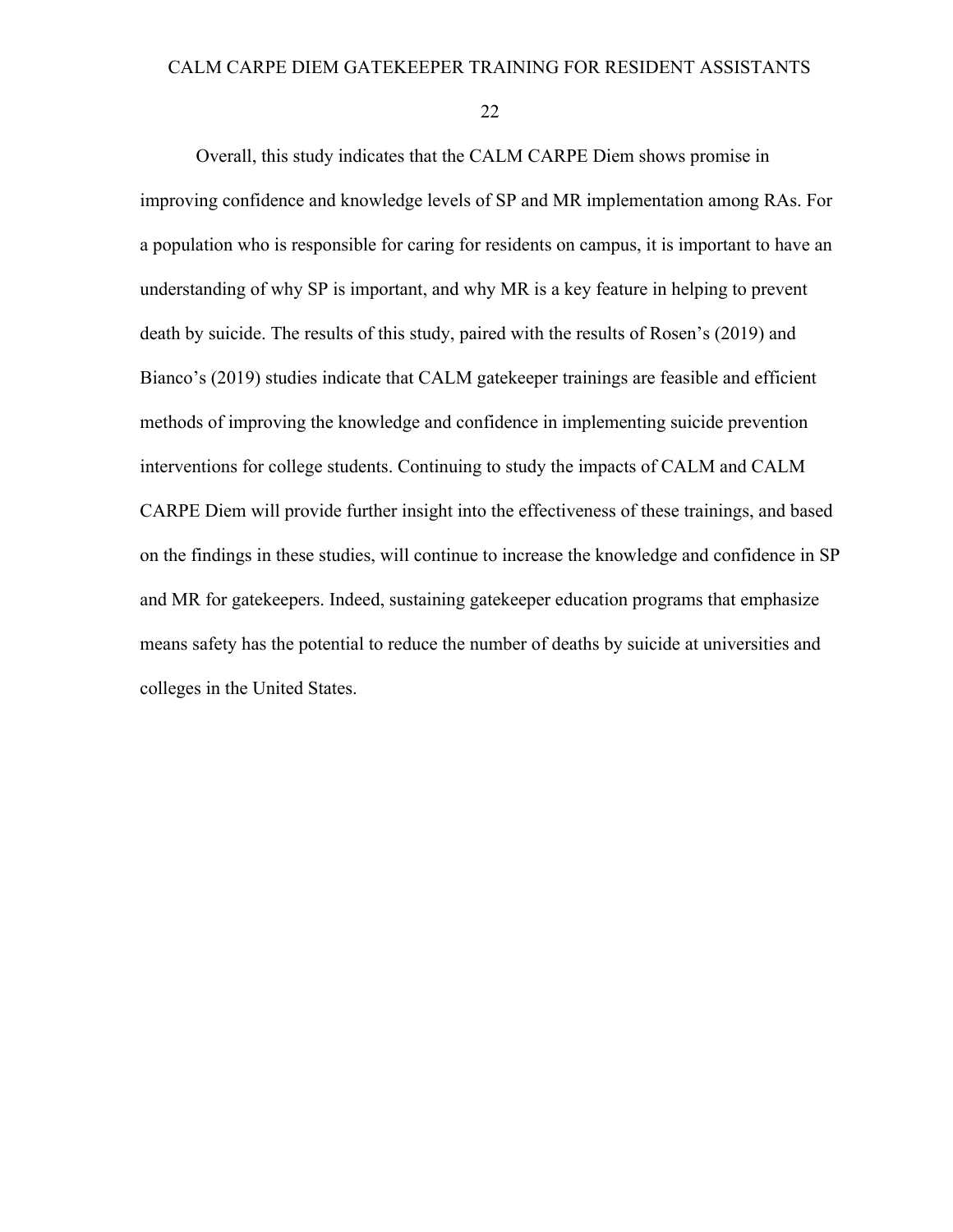Overall, this study indicates that the CALM CARPE Diem shows promise in improving confidence and knowledge levels of SP and MR implementation among RAs. For a population who is responsible for caring for residents on campus, it is important to have an understanding of why SP is important, and why MR is a key feature in helping to prevent death by suicide. The results of this study, paired with the results of Rosen's (2019) and Bianco's (2019) studies indicate that CALM gatekeeper trainings are feasible and efficient methods of improving the knowledge and confidence in implementing suicide prevention interventions for college students. Continuing to study the impacts of CALM and CALM CARPE Diem will provide further insight into the effectiveness of these trainings, and based on the findings in these studies, will continue to increase the knowledge and confidence in SP and MR for gatekeepers. Indeed, sustaining gatekeeper education programs that emphasize means safety has the potential to reduce the number of deaths by suicide at universities and colleges in the United States.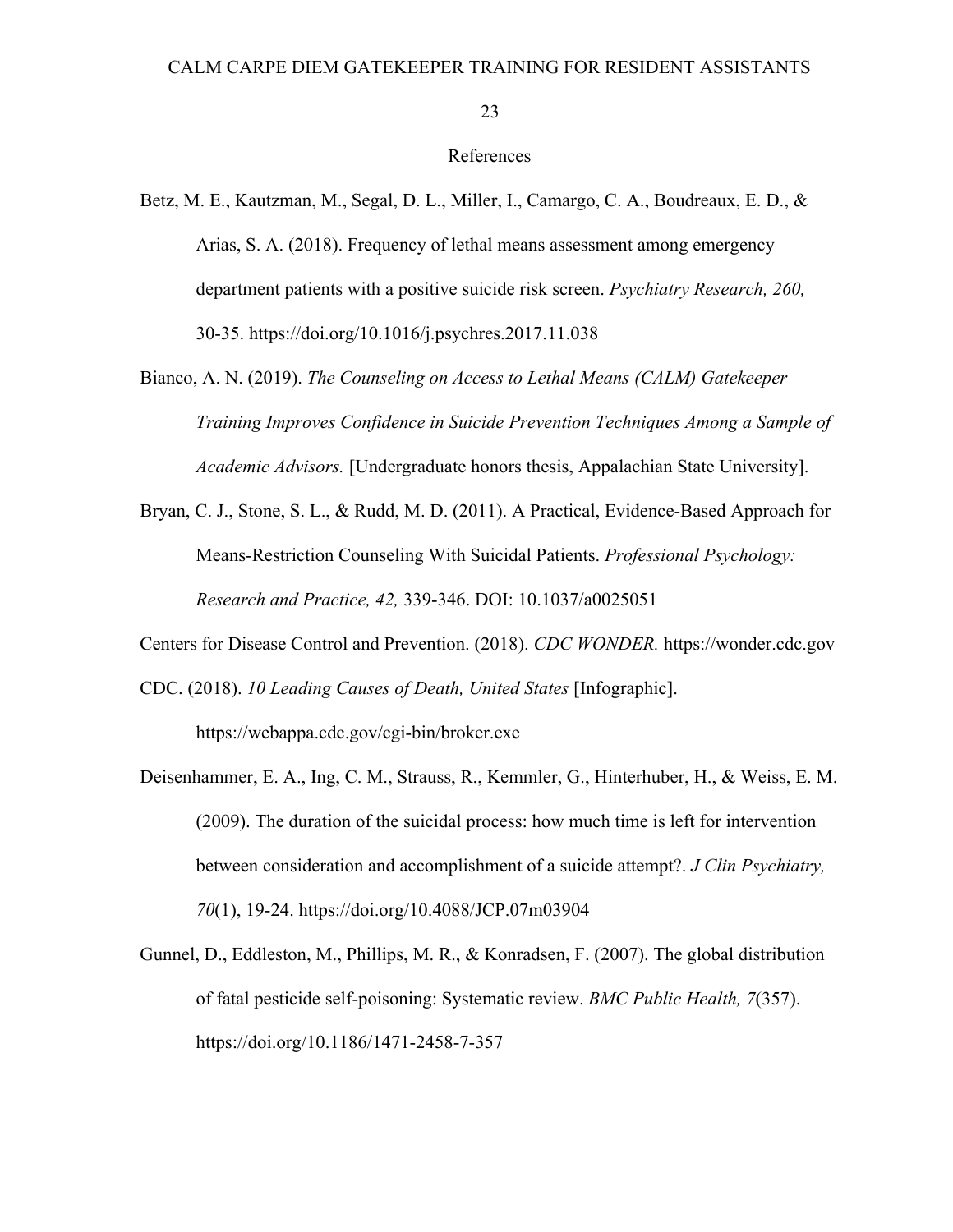# References

Betz, M. E., Kautzman, M., Segal, D. L., Miller, I., Camargo, C. A., Boudreaux, E. D., & Arias, S. A. (2018). Frequency of lethal means assessment among emergency department patients with a positive suicide risk screen. *Psychiatry Research, 260,* 30-35. https://doi.org/10.1016/j.psychres.2017.11.038

Bianco, A. N. (2019). *The Counseling on Access to Lethal Means (CALM) Gatekeeper Training Improves Confidence in Suicide Prevention Techniques Among a Sample of Academic Advisors.* [Undergraduate honors thesis, Appalachian State University].

Bryan, C. J., Stone, S. L., & Rudd, M. D. (2011). A Practical, Evidence-Based Approach for Means-Restriction Counseling With Suicidal Patients. *Professional Psychology: Research and Practice, 42,* 339-346. DOI: 10.1037/a0025051

Centers for Disease Control and Prevention. (2018). *CDC WONDER.* https://wonder.cdc.gov

CDC. (2018). *10 Leading Causes of Death, United States* [Infographic]. https://webappa.cdc.gov/cgi-bin/broker.exe

Deisenhammer, E. A., Ing, C. M., Strauss, R., Kemmler, G., Hinterhuber, H., & Weiss, E. M. (2009). The duration of the suicidal process: how much time is left for intervention between consideration and accomplishment of a suicide attempt?. *J Clin Psychiatry, 70*(1), 19-24. https://doi.org/10.4088/JCP.07m03904

Gunnel, D., Eddleston, M., Phillips, M. R., & Konradsen, F. (2007). The global distribution of fatal pesticide self-poisoning: Systematic review. *BMC Public Health, 7*(357). https://doi.org/10.1186/1471-2458-7-357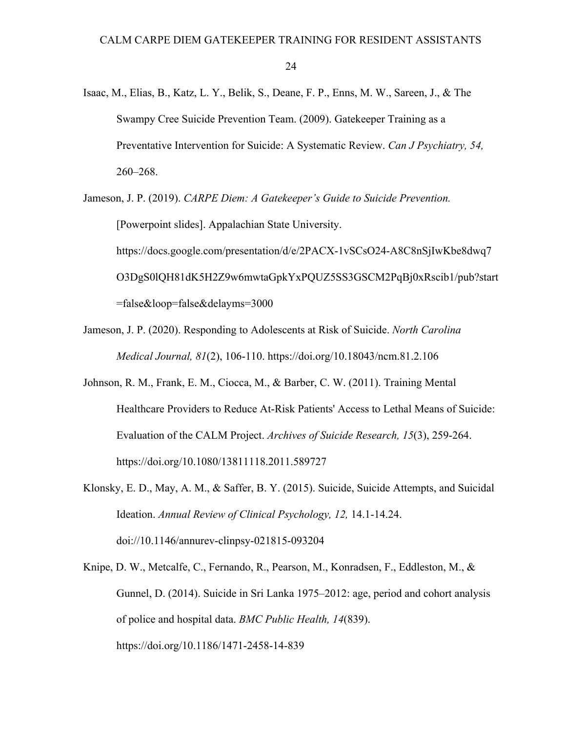Isaac, M., Elias, B., Katz, L. Y., Belik, S., Deane, F. P., Enns, M. W., Sareen, J., & The Swampy Cree Suicide Prevention Team. (2009). Gatekeeper Training as a Preventative Intervention for Suicide: A Systematic Review. *Can J Psychiatry, 54,* 260–268.

Jameson, J. P. (2019). *CARPE Diem: A Gatekeeper's Guide to Suicide Prevention.* [Powerpoint slides]. Appalachian State University. https://docs.google.com/presentation/d/e/2PACX-1vSCsO24-A8C8nSjIwKbe8dwq7O3DgS0lQH81dK5H2Z9w6mwtaGpkYxPQUZ5SS3GSCM2PqBj0xRscib1/pub?start=false&loop=false&delayms=3000

Jameson, J. P. (2020). Responding to Adolescents at Risk of Suicide. *North Carolina Medical Journal, 81*(2), 106-110. https://doi.org/10.18043/ncm.81.2.106

Johnson, R. M., Frank, E. M., Ciocca, M., & Barber, C. W. (2011). Training Mental Healthcare Providers to Reduce At-Risk Patients' Access to Lethal Means of Suicide: Evaluation of the CALM Project. *Archives of Suicide Research, 15*(3), 259-264. https://doi.org/10.1080/13811118.2011.589727

Klonsky, E. D., May, A. M., & Saffer, B. Y. (2015). Suicide, Suicide Attempts, and Suicidal Ideation. *Annual Review of Clinical Psychology, 12,* 14.1-14.24. doi://10.1146/annurev-clinpsy-021815-093204

Knipe, D. W., Metcalfe, C., Fernando, R., Pearson, M., Konradsen, F., Eddleston, M., & Gunnel, D. (2014). Suicide in Sri Lanka 1975–2012: age, period and cohort analysis of police and hospital data. *BMC Public Health, 14*(839). https://doi.org/10.1186/1471-2458-14-839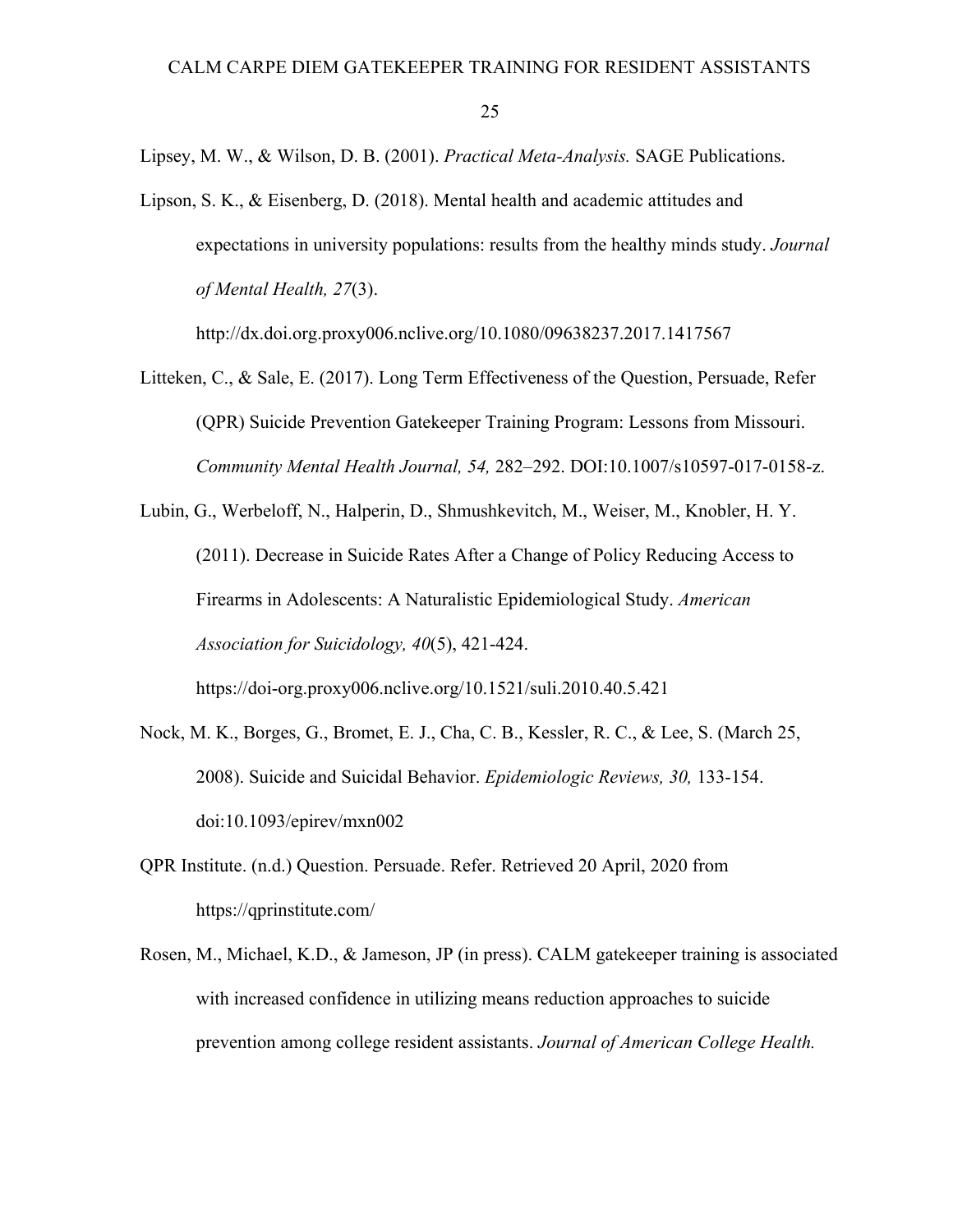Lipsey, M. W., & Wilson, D. B. (2001). *Practical Meta-Analysis.* SAGE Publications.

Lipson, S. K., & Eisenberg, D. (2018). Mental health and academic attitudes and expectations in university populations: results from the healthy minds study. *Journal of Mental Health, 27*(3). http://dx.doi.org.proxy006.nclive.org/10.1080/09638237.2017.1417567

Litteken, C., & Sale, E. (2017). Long Term Effectiveness of the Question, Persuade, Refer (QPR) Suicide Prevention Gatekeeper Training Program: Lessons from Missouri. *Community Mental Health Journal, 54,* 282–292. DOI:10.1007/s10597-017-0158-z.

Lubin, G., Werbeloff, N., Halperin, D., Shmushkevitch, M., Weiser, M., Knobler, H. Y. (2011). Decrease in Suicide Rates After a Change of Policy Reducing Access to Firearms in Adolescents: A Naturalistic Epidemiological Study. *American Association for Suicidology, 40*(5), 421-424. https://doi-org.proxy006.nclive.org/10.1521/suli.2010.40.5.421

Nock, M. K., Borges, G., Bromet, E. J., Cha, C. B., Kessler, R. C., & Lee, S. (March 25, 2008). Suicide and Suicidal Behavior. *Epidemiologic Reviews, 30,* 133-154. doi:10.1093/epirev/mxn002

QPR Institute. (n.d.) Question. Persuade. Refer. Retrieved 20 April, 2020 from https://qprinstitute.com/

Rosen, M., Michael, K.D., & Jameson, JP (in press). CALM gatekeeper training is associated with increased confidence in utilizing means reduction approaches to suicide prevention among college resident assistants. *Journal of American College Health.*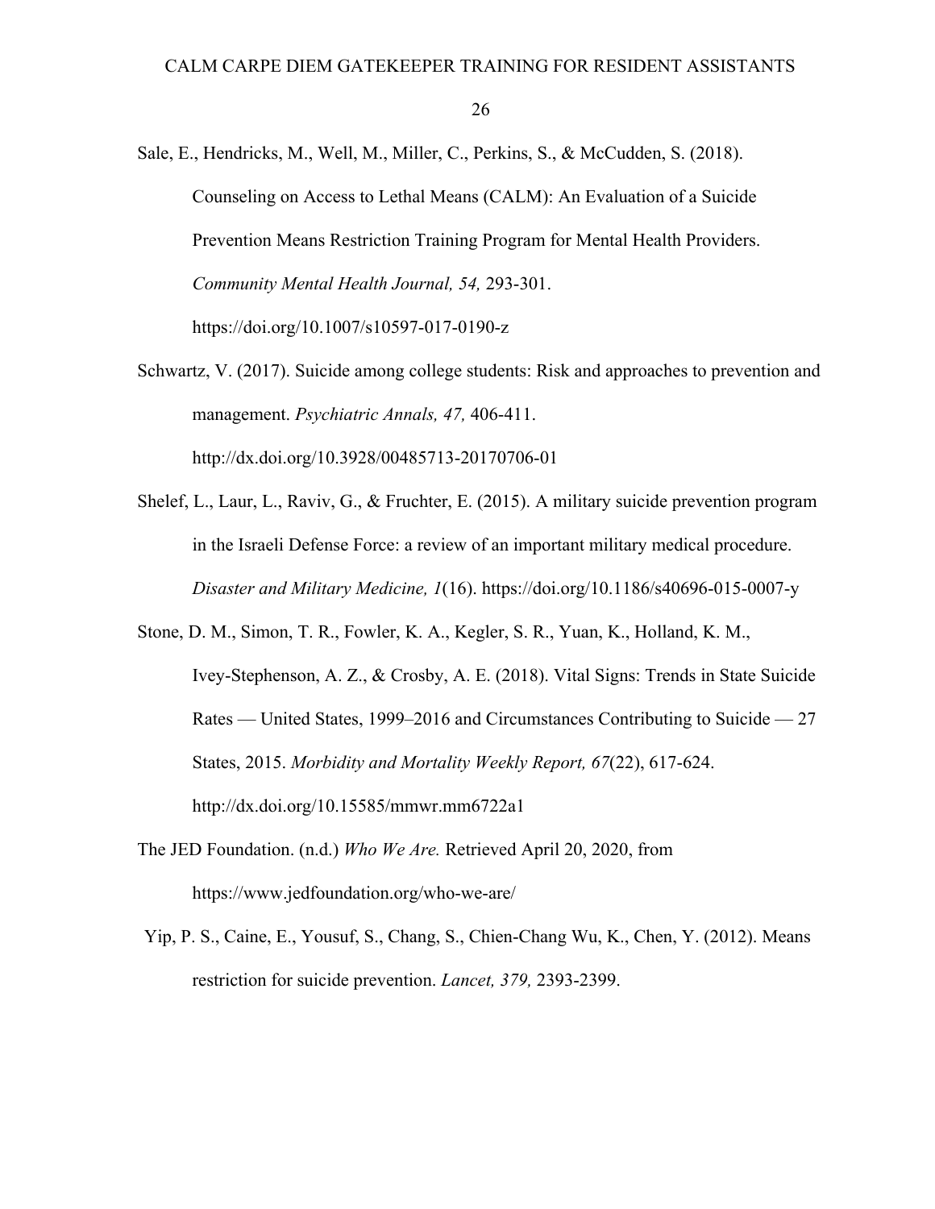Sale, E., Hendricks, M., Well, M., Miller, C., Perkins, S., & McCudden, S. (2018). Counseling on Access to Lethal Means (CALM): An Evaluation of a Suicide Prevention Means Restriction Training Program for Mental Health Providers. *Community Mental Health Journal, 54,* 293-301. https://doi.org/10.1007/s10597-017-0190-z

Schwartz, V. (2017). Suicide among college students: Risk and approaches to prevention and management. *Psychiatric Annals, 47,* 406-411. http://dx.doi.org/10.3928/00485713-20170706-01

Shelef, L., Laur, L., Raviv, G., & Fruchter, E. (2015). A military suicide prevention program in the Israeli Defense Force: a review of an important military medical procedure. *Disaster and Military Medicine, 1*(16). https://doi.org/10.1186/s40696-015-0007-y

Stone, D. M., Simon, T. R., Fowler, K. A., Kegler, S. R., Yuan, K., Holland, K. M., Ivey-Stephenson, A. Z., & Crosby, A. E. (2018). Vital Signs: Trends in State Suicide Rates — United States, 1999–2016 and Circumstances Contributing to Suicide — 27 States, 2015. *Morbidity and Mortality Weekly Report, 67*(22), 617-624. http://dx.doi.org/10.15585/mmwr.mm6722a1

The JED Foundation. (n.d.) *Who We Are.* Retrieved April 20, 2020, from https://www.jedfoundation.org/who-we-are/

Yip, P. S., Caine, E., Yousuf, S., Chang, S., Chien-Chang Wu, K., Chen, Y. (2012). Means restriction for suicide prevention. *Lancet, 379,* 2393-2399.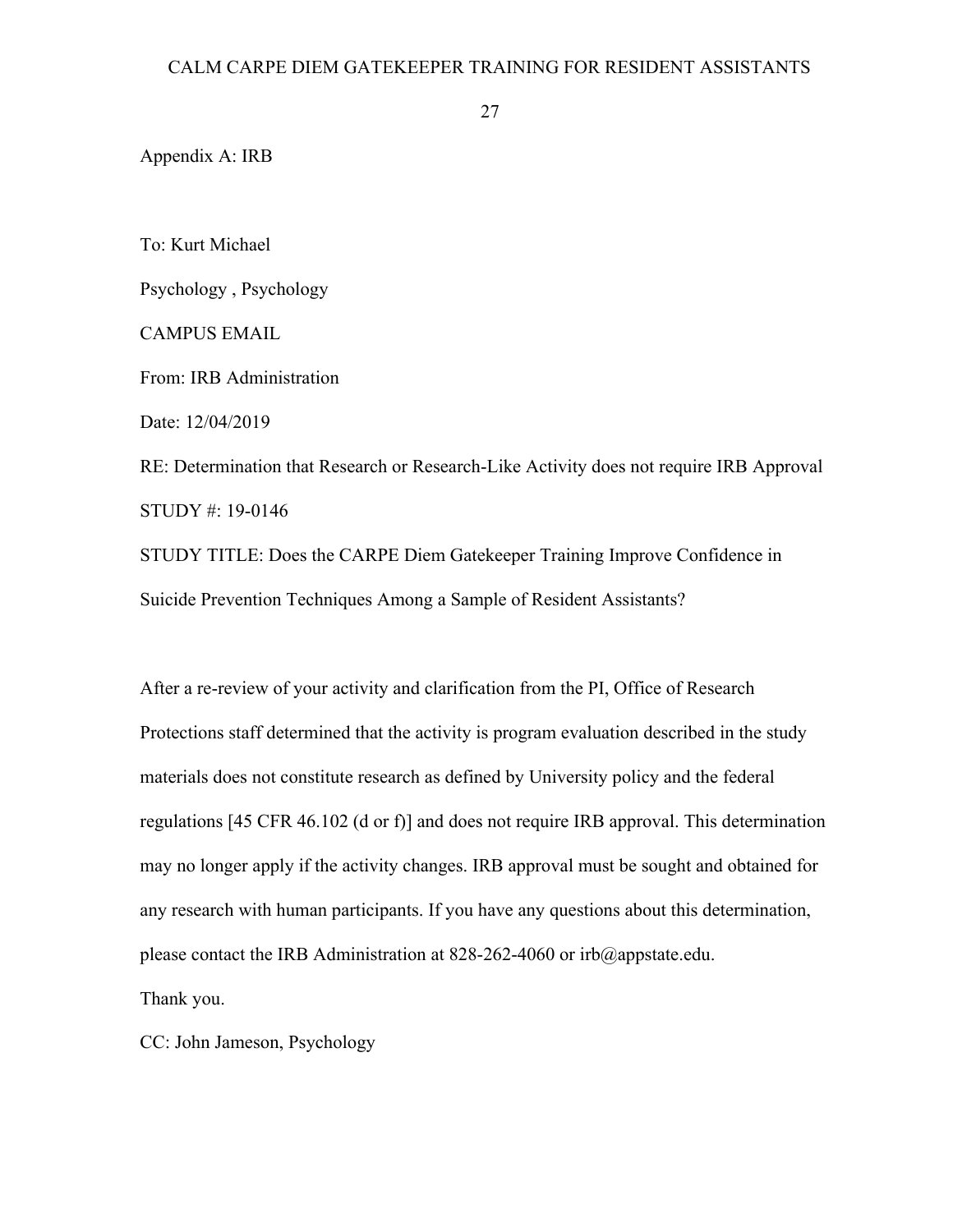## Appendix A: IRB

To: Kurt Michael

Psychology , Psychology

CAMPUS EMAIL

From: IRB Administration

Date: 12/04/2019

RE: Determination that Research or Research-Like Activity does not require IRB Approval

STUDY #: 19-0146

STUDY TITLE: Does the CARPE Diem Gatekeeper Training Improve Confidence in Suicide Prevention Techniques Among a Sample of Resident Assistants?

After a re-review of your activity and clarification from the PI, Office of Research Protections staff determined that the activity is program evaluation described in the study materials does not constitute research as defined by University policy and the federal regulations [45 CFR 46.102 (d or f)] and does not require IRB approval. This determination may no longer apply if the activity changes. IRB approval must be sought and obtained for any research with human participants. If you have any questions about this determination, please contact the IRB Administration at 828-262-4060 or irb@appstate.edu.

Thank you.

CC: John Jameson, Psychology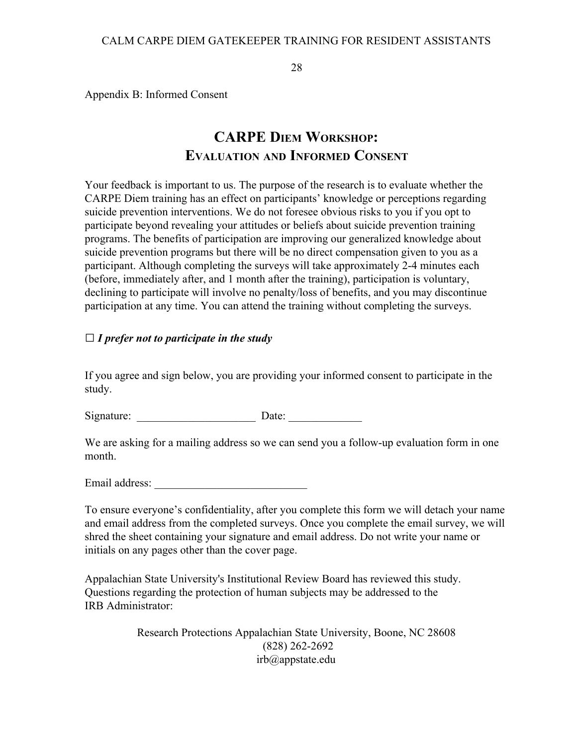Appendix B: Informed Consent

# CARPE DIEM WORKSHOP:
# EVALUATION AND INFORMED CONSENT

Your feedback is important to us. The purpose of the research is to evaluate whether the CARPE Diem training has an effect on participants' knowledge or perceptions regarding suicide prevention interventions. We do not foresee obvious risks to you if you opt to participate beyond revealing your attitudes or beliefs about suicide prevention training programs. The benefits of participation are improving our generalized knowledge about suicide prevention programs but there will be no direct compensation given to you as a participant. Although completing the surveys will take approximately 2-4 minutes each (before, immediately after, and 1 month after the training), participation is voluntary, declining to participate will involve no penalty/loss of benefits, and you may discontinue participation at any time. You can attend the training without completing the surveys.

☐ ***I prefer not to participate in the study***

If you agree and sign below, you are providing your informed consent to participate in the study.

Signature: ______________________ Date: _____________

We are asking for a mailing address so we can send you a follow-up evaluation form in one month.

Email address: ___________________________

To ensure everyone's confidentiality, after you complete this form we will detach your name and email address from the completed surveys. Once you complete the email survey, we will shred the sheet containing your signature and email address. Do not write your name or initials on any pages other than the cover page.

Appalachian State University's Institutional Review Board has reviewed this study. Questions regarding the protection of human subjects may be addressed to the IRB Administrator:

Research Protections Appalachian State University, Boone, NC 28608
(828) 262-2692
irb@appstate.edu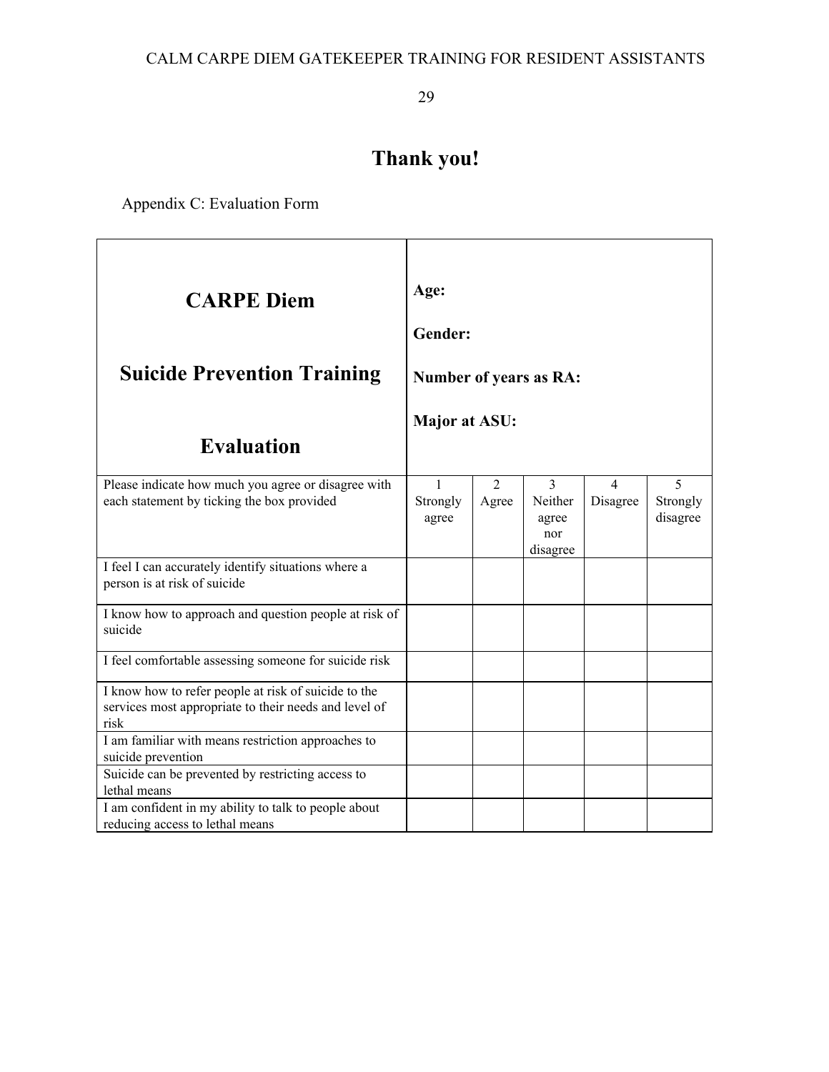# Thank you!

Appendix C: Evaluation Form

| **CARPE Diem**<br><br>**Suicide Prevention Training**<br><br>**Evaluation** | **Age:**<br><br>**Gender:**<br><br>**Number of years as RA:**<br><br>**Major at ASU:** | | | | |
|---|---|---|---|---|---|
| Please indicate how much you agree or disagree with each statement by ticking the box provided | 1 Strongly agree | 2 Agree | 3 Neither agree nor disagree | 4 Disagree | 5 Strongly disagree |
| I feel I can accurately identify situations where a person is at risk of suicide | | | | | |
| I know how to approach and question people at risk of suicide | | | | | |
| I feel comfortable assessing someone for suicide risk | | | | | |
| I know how to refer people at risk of suicide to the services most appropriate to their needs and level of risk | | | | | |
| I am familiar with means restriction approaches to suicide prevention | | | | | |
| Suicide can be prevented by restricting access to lethal means | | | | | |
| I am confident in my ability to talk to people about reducing access to lethal means | | | | | |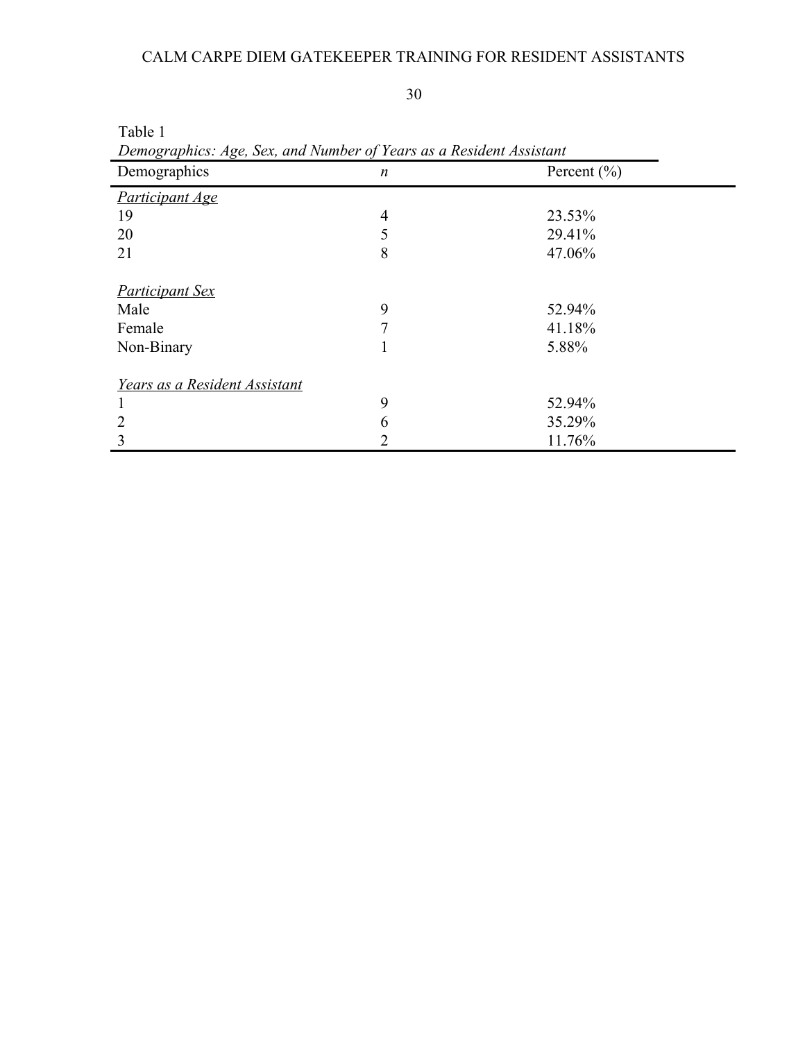Table 1

*Demographics: Age, Sex, and Number of Years as a Resident Assistant*

| Demographics | *n* | Percent (%) |
|---|---|---|
| *Participant Age* | | |
| 19 | 4 | 23.53% |
| 20 | 5 | 29.41% |
| 21 | 8 | 47.06% |
| *Participant Sex* | | |
| Male | 9 | 52.94% |
| Female | 7 | 41.18% |
| Non-Binary | 1 | 5.88% |
| *Years as a Resident Assistant* | | |
| 1 | 9 | 52.94% |
| 2 | 6 | 35.29% |
| 3 | 2 | 11.76% |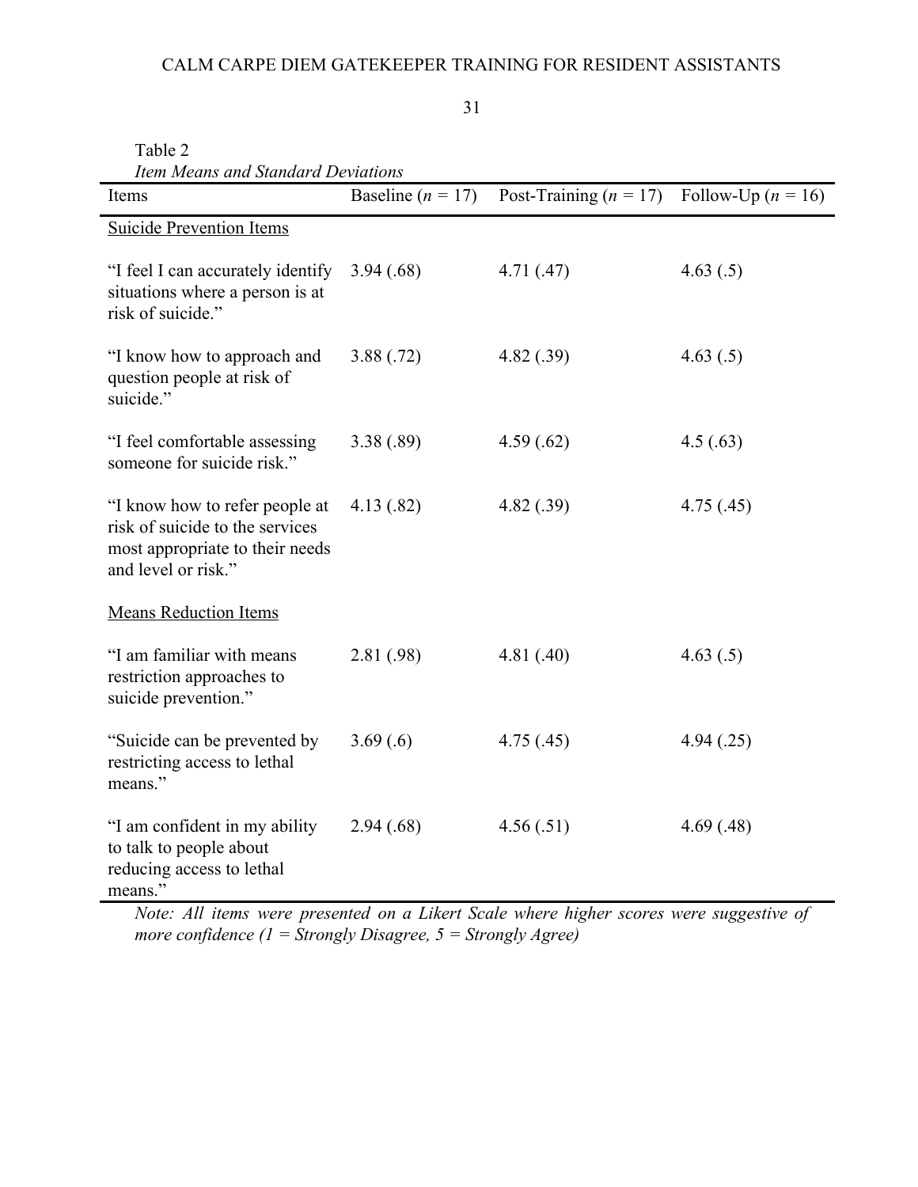Table 2

*Item Means and Standard Deviations*

| Items | Baseline ($n$ = 17) | Post-Training ($n$ = 17) | Follow-Up ($n$ = 16) |
| --- | --- | --- | --- |
| Suicide Prevention Items | | | |
| "I feel I can accurately identify situations where a person is at risk of suicide." | 3.94 (.68) | 4.71 (.47) | 4.63 (.5) |
| "I know how to approach and question people at risk of suicide." | 3.88 (.72) | 4.82 (.39) | 4.63 (.5) |
| "I feel comfortable assessing someone for suicide risk." | 3.38 (.89) | 4.59 (.62) | 4.5 (.63) |
| "I know how to refer people at risk of suicide to the services most appropriate to their needs and level or risk." | 4.13 (.82) | 4.82 (.39) | 4.75 (.45) |
| Means Reduction Items | | | |
| "I am familiar with means restriction approaches to suicide prevention." | 2.81 (.98) | 4.81 (.40) | 4.63 (.5) |
| "Suicide can be prevented by restricting access to lethal means." | 3.69 (.6) | 4.75 (.45) | 4.94 (.25) |
| "I am confident in my ability to talk to people about reducing access to lethal means." | 2.94 (.68) | 4.56 (.51) | 4.69 (.48) |

*Note: All items were presented on a Likert Scale where higher scores were suggestive of more confidence (1 = Strongly Disagree, 5 = Strongly Agree)*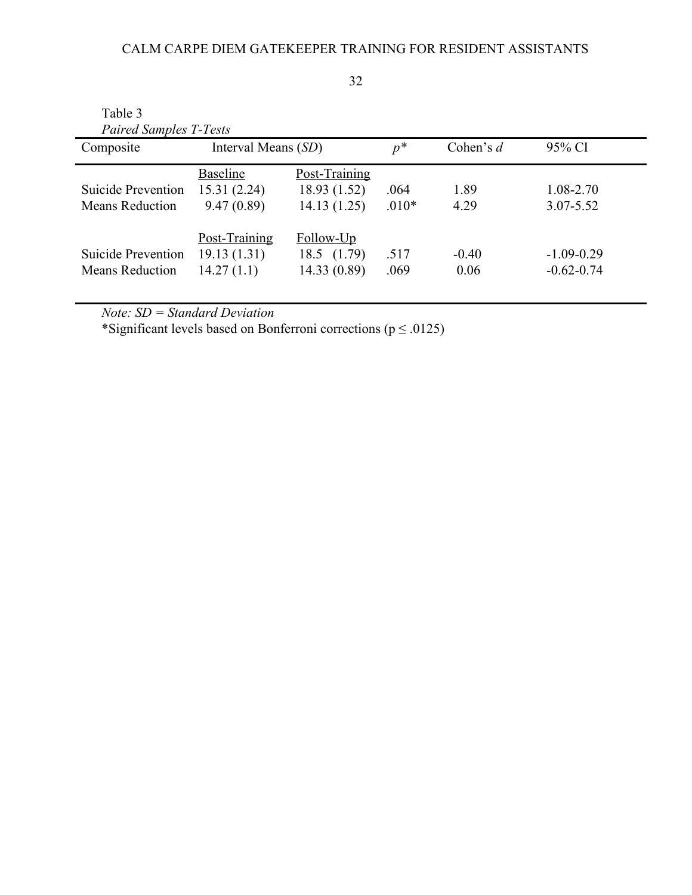Table 3

*Paired Samples T-Tests*

| Composite | Interval Means (*SD*) | | $p$* | Cohen's $d$ | 95% CI |
|---|---|---|---|---|---|
| | Baseline | Post-Training | | | |
| Suicide Prevention | 15.31 (2.24) | 18.93 (1.52) | .064 | 1.89 | 1.08-2.70 |
| Means Reduction | 9.47 (0.89) | 14.13 (1.25) | .010* | 4.29 | 3.07-5.52 |
| | Post-Training | Follow-Up | | | |
| Suicide Prevention | 19.13 (1.31) | 18.5 (1.79) | .517 | -0.40 | -1.09-0.29 |
| Means Reduction | 14.27 (1.1) | 14.33 (0.89) | .069 | 0.06 | -0.62-0.74 |

*Note: SD = Standard Deviation*

*Significant levels based on Bonferroni corrections ($p \leq .0125$)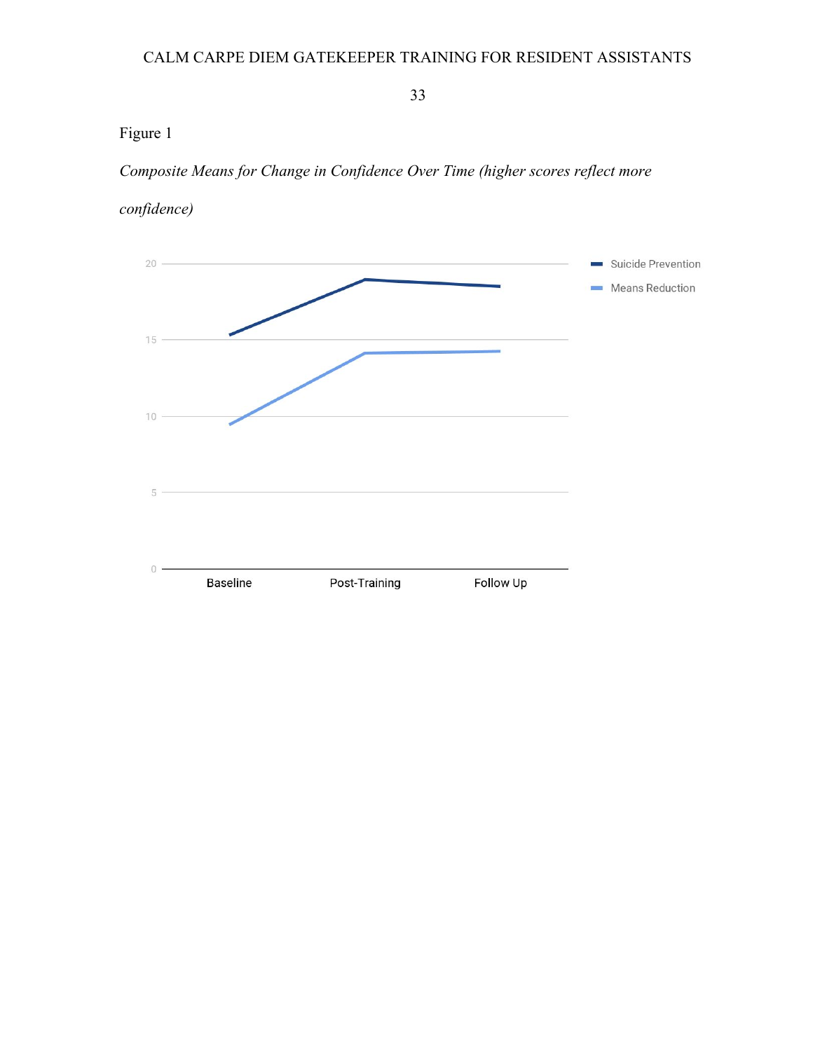Figure 1

*Composite Means for Change in Confidence Over Time (higher scores reflect more confidence)*

20
15
10
5
0

Baseline
Post-Training
Follow Up

Suicide Prevention
Means Reduction